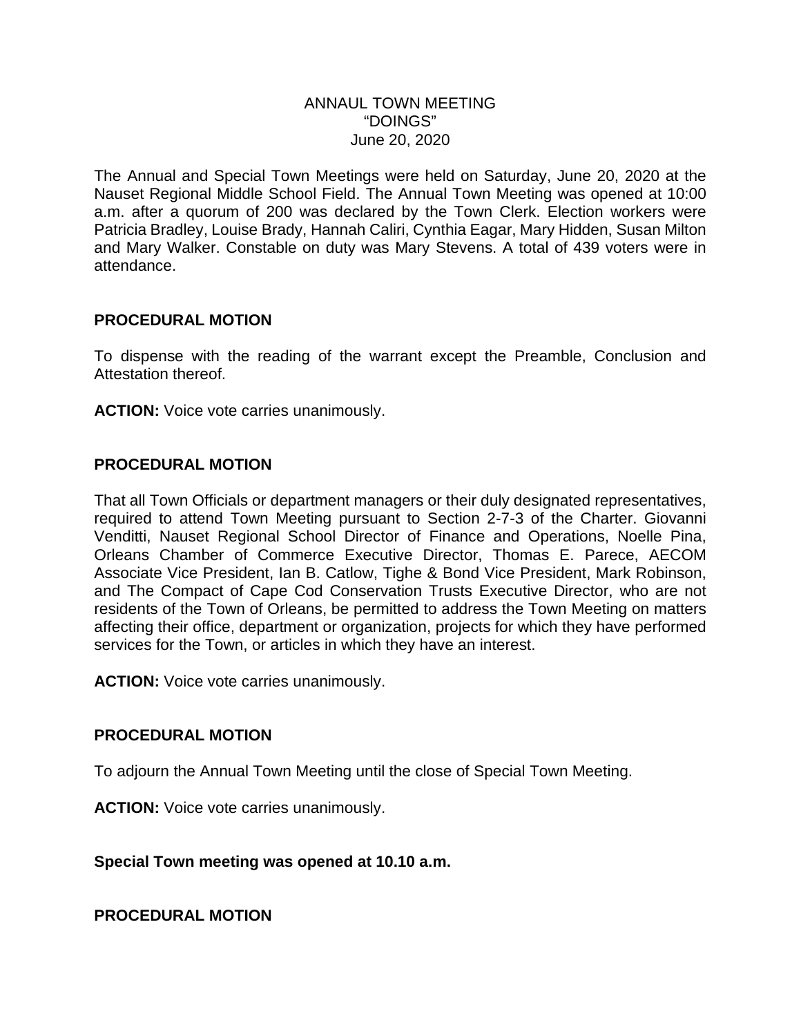# ANNAUL TOWN MEETING
## "DOINGS"
### June 20, 2020

The Annual and Special Town Meetings were held on Saturday, June 20, 2020 at the Nauset Regional Middle School Field. The Annual Town Meeting was opened at 10:00 a.m. after a quorum of 200 was declared by the Town Clerk. Election workers were Patricia Bradley, Louise Brady, Hannah Caliri, Cynthia Eagar, Mary Hidden, Susan Milton and Mary Walker. Constable on duty was Mary Stevens. A total of 439 voters were in attendance.

**PROCEDURAL MOTION**

To dispense with the reading of the warrant except the Preamble, Conclusion and Attestation thereof.

**ACTION:** Voice vote carries unanimously.

**PROCEDURAL MOTION**

That all Town Officials or department managers or their duly designated representatives, required to attend Town Meeting pursuant to Section 2-7-3 of the Charter. Giovanni Venditti, Nauset Regional School Director of Finance and Operations, Noelle Pina, Orleans Chamber of Commerce Executive Director, Thomas E. Parece, AECOM Associate Vice President, Ian B. Catlow, Tighe & Bond Vice President, Mark Robinson, and The Compact of Cape Cod Conservation Trusts Executive Director, who are not residents of the Town of Orleans, be permitted to address the Town Meeting on matters affecting their office, department or organization, projects for which they have performed services for the Town, or articles in which they have an interest.

**ACTION:** Voice vote carries unanimously.

**PROCEDURAL MOTION**

To adjourn the Annual Town Meeting until the close of Special Town Meeting.

**ACTION:** Voice vote carries unanimously.

**Special Town meeting was opened at 10.10 a.m.**

**PROCEDURAL MOTION**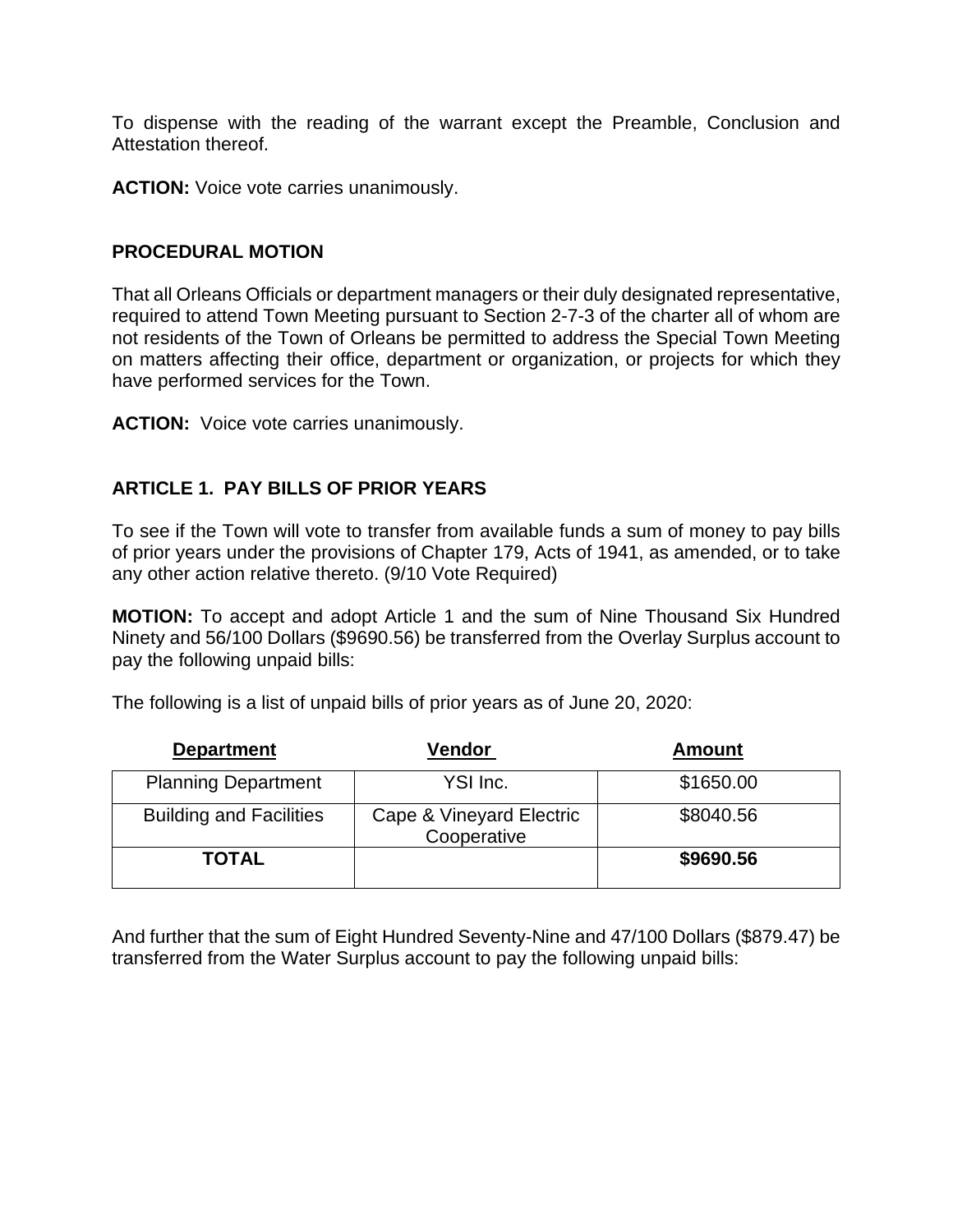To dispense with the reading of the warrant except the Preamble, Conclusion and Attestation thereof.

**ACTION:** Voice vote carries unanimously.

## PROCEDURAL MOTION

That all Orleans Officials or department managers or their duly designated representative, required to attend Town Meeting pursuant to Section 2-7-3 of the charter all of whom are not residents of the Town of Orleans be permitted to address the Special Town Meeting on matters affecting their office, department or organization, or projects for which they have performed services for the Town.

**ACTION:** Voice vote carries unanimously.

## ARTICLE 1. PAY BILLS OF PRIOR YEARS

To see if the Town will vote to transfer from available funds a sum of money to pay bills of prior years under the provisions of Chapter 179, Acts of 1941, as amended, or to take any other action relative thereto. (9/10 Vote Required)

**MOTION:** To accept and adopt Article 1 and the sum of Nine Thousand Six Hundred Ninety and 56/100 Dollars ($9690.56) be transferred from the Overlay Surplus account to pay the following unpaid bills:

The following is a list of unpaid bills of prior years as of June 20, 2020:

| Department | Vendor | Amount |
|---|---|---|
| Planning Department | YSI Inc. | $1650.00 |
| Building and Facilities | Cape & Vineyard Electric Cooperative | $8040.56 |
| **TOTAL** | | **$9690.56** |

And further that the sum of Eight Hundred Seventy-Nine and 47/100 Dollars ($879.47) be transferred from the Water Surplus account to pay the following unpaid bills: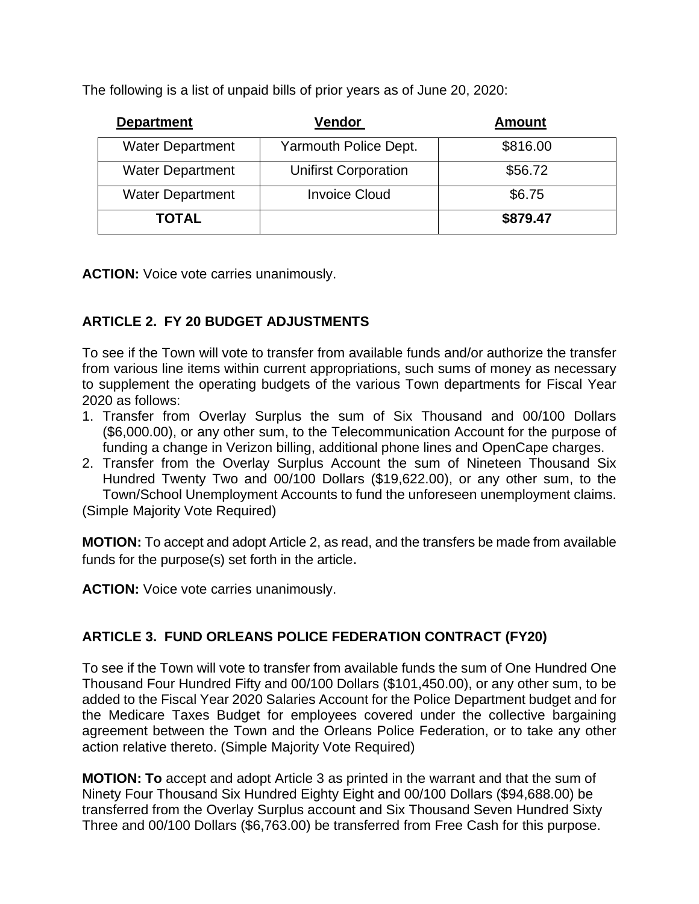The following is a list of unpaid bills of prior years as of June 20, 2020:

| Department | Vendor | Amount |
|---|---|---|
| Water Department | Yarmouth Police Dept. | $816.00 |
| Water Department | Unifirst Corporation | $56.72 |
| Water Department | Invoice Cloud | $6.75 |
| **TOTAL** | | **$879.47** |

**ACTION:** Voice vote carries unanimously.

## ARTICLE 2. FY 20 BUDGET ADJUSTMENTS

To see if the Town will vote to transfer from available funds and/or authorize the transfer from various line items within current appropriations, such sums of money as necessary to supplement the operating budgets of the various Town departments for Fiscal Year 2020 as follows:

1. Transfer from Overlay Surplus the sum of Six Thousand and 00/100 Dollars ($6,000.00), or any other sum, to the Telecommunication Account for the purpose of funding a change in Verizon billing, additional phone lines and OpenCape charges.
2. Transfer from the Overlay Surplus Account the sum of Nineteen Thousand Six Hundred Twenty Two and 00/100 Dollars ($19,622.00), or any other sum, to the Town/School Unemployment Accounts to fund the unforeseen unemployment claims.

(Simple Majority Vote Required)

**MOTION:** To accept and adopt Article 2, as read, and the transfers be made from available funds for the purpose(s) set forth in the article.

**ACTION:** Voice vote carries unanimously.

## ARTICLE 3. FUND ORLEANS POLICE FEDERATION CONTRACT (FY20)

To see if the Town will vote to transfer from available funds the sum of One Hundred One Thousand Four Hundred Fifty and 00/100 Dollars ($101,450.00), or any other sum, to be added to the Fiscal Year 2020 Salaries Account for the Police Department budget and for the Medicare Taxes Budget for employees covered under the collective bargaining agreement between the Town and the Orleans Police Federation, or to take any other action relative thereto. (Simple Majority Vote Required)

**MOTION: To** accept and adopt Article 3 as printed in the warrant and that the sum of Ninety Four Thousand Six Hundred Eighty Eight and 00/100 Dollars ($94,688.00) be transferred from the Overlay Surplus account and Six Thousand Seven Hundred Sixty Three and 00/100 Dollars ($6,763.00) be transferred from Free Cash for this purpose.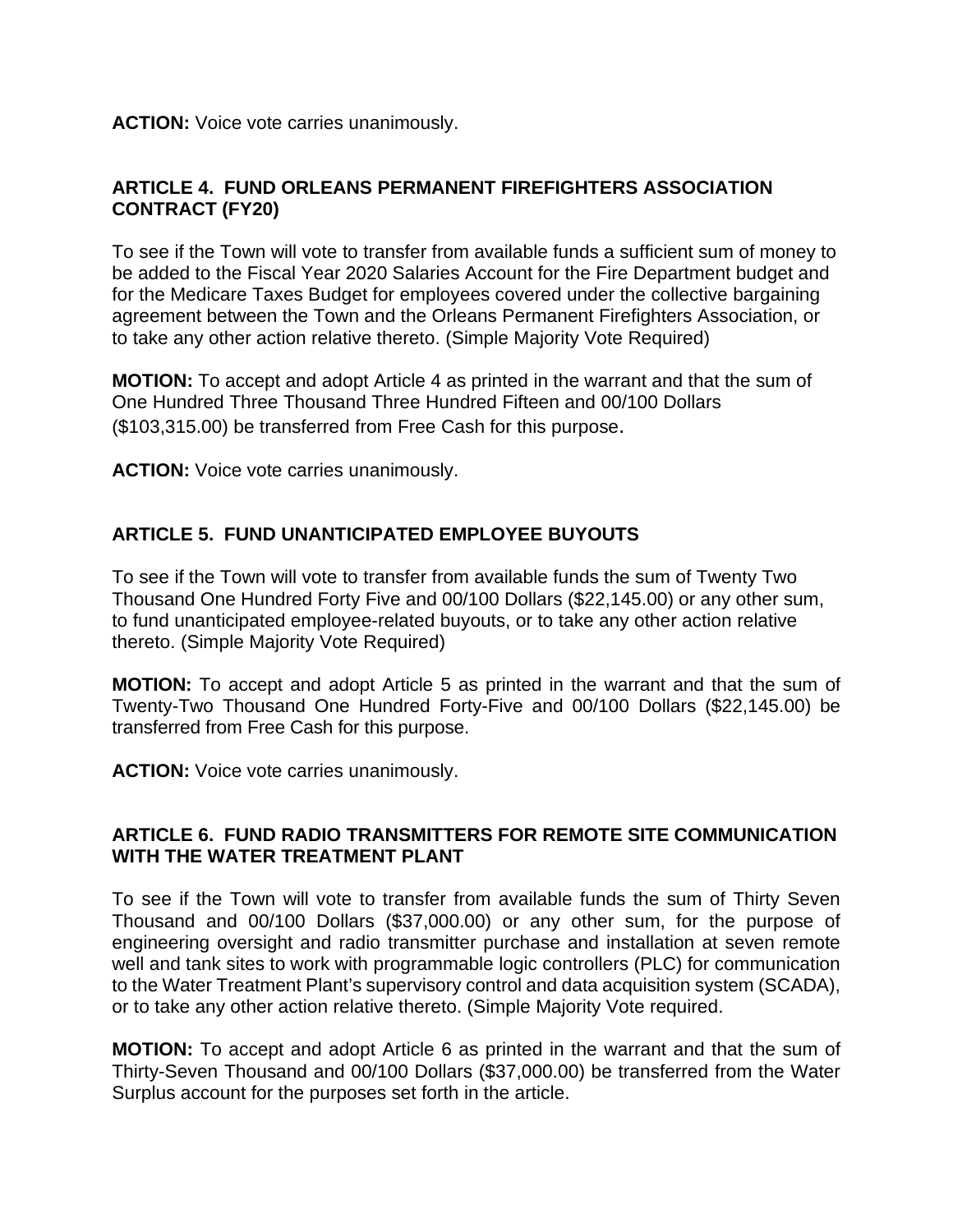**ACTION:** Voice vote carries unanimously.

## ARTICLE 4. FUND ORLEANS PERMANENT FIREFIGHTERS ASSOCIATION CONTRACT (FY20)

To see if the Town will vote to transfer from available funds a sufficient sum of money to be added to the Fiscal Year 2020 Salaries Account for the Fire Department budget and for the Medicare Taxes Budget for employees covered under the collective bargaining agreement between the Town and the Orleans Permanent Firefighters Association, or to take any other action relative thereto. (Simple Majority Vote Required)

**MOTION:** To accept and adopt Article 4 as printed in the warrant and that the sum of One Hundred Three Thousand Three Hundred Fifteen and 00/100 Dollars ($103,315.00) be transferred from Free Cash for this purpose.

**ACTION:** Voice vote carries unanimously.

## ARTICLE 5. FUND UNANTICIPATED EMPLOYEE BUYOUTS

To see if the Town will vote to transfer from available funds the sum of Twenty Two Thousand One Hundred Forty Five and 00/100 Dollars ($22,145.00) or any other sum, to fund unanticipated employee-related buyouts, or to take any other action relative thereto. (Simple Majority Vote Required)

**MOTION:** To accept and adopt Article 5 as printed in the warrant and that the sum of Twenty-Two Thousand One Hundred Forty-Five and 00/100 Dollars ($22,145.00) be transferred from Free Cash for this purpose.

**ACTION:** Voice vote carries unanimously.

## ARTICLE 6. FUND RADIO TRANSMITTERS FOR REMOTE SITE COMMUNICATION WITH THE WATER TREATMENT PLANT

To see if the Town will vote to transfer from available funds the sum of Thirty Seven Thousand and 00/100 Dollars ($37,000.00) or any other sum, for the purpose of engineering oversight and radio transmitter purchase and installation at seven remote well and tank sites to work with programmable logic controllers (PLC) for communication to the Water Treatment Plant's supervisory control and data acquisition system (SCADA), or to take any other action relative thereto. (Simple Majority Vote required.

**MOTION:** To accept and adopt Article 6 as printed in the warrant and that the sum of Thirty-Seven Thousand and 00/100 Dollars ($37,000.00) be transferred from the Water Surplus account for the purposes set forth in the article.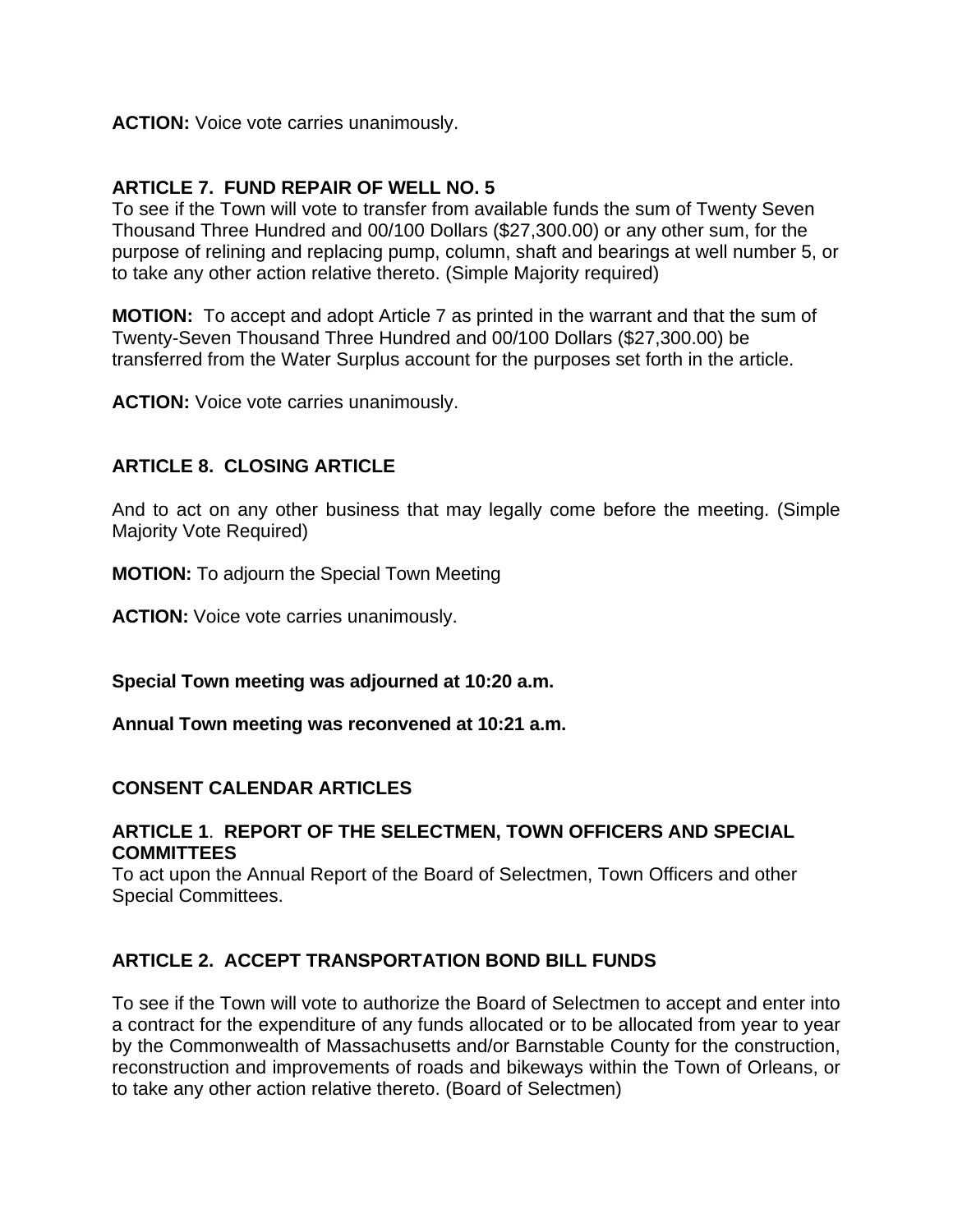**ACTION:** Voice vote carries unanimously.

### ARTICLE 7. FUND REPAIR OF WELL NO. 5

To see if the Town will vote to transfer from available funds the sum of Twenty Seven Thousand Three Hundred and 00/100 Dollars ($27,300.00) or any other sum, for the purpose of relining and replacing pump, column, shaft and bearings at well number 5, or to take any other action relative thereto. (Simple Majority required)

**MOTION:** To accept and adopt Article 7 as printed in the warrant and that the sum of Twenty-Seven Thousand Three Hundred and 00/100 Dollars ($27,300.00) be transferred from the Water Surplus account for the purposes set forth in the article.

**ACTION:** Voice vote carries unanimously.

### ARTICLE 8. CLOSING ARTICLE

And to act on any other business that may legally come before the meeting. (Simple Majority Vote Required)

**MOTION:** To adjourn the Special Town Meeting

**ACTION:** Voice vote carries unanimously.

**Special Town meeting was adjourned at 10:20 a.m.**

**Annual Town meeting was reconvened at 10:21 a.m.**

## CONSENT CALENDAR ARTICLES

### ARTICLE 1. REPORT OF THE SELECTMEN, TOWN OFFICERS AND SPECIAL COMMITTEES

To act upon the Annual Report of the Board of Selectmen, Town Officers and other Special Committees.

### ARTICLE 2. ACCEPT TRANSPORTATION BOND BILL FUNDS

To see if the Town will vote to authorize the Board of Selectmen to accept and enter into a contract for the expenditure of any funds allocated or to be allocated from year to year by the Commonwealth of Massachusetts and/or Barnstable County for the construction, reconstruction and improvements of roads and bikeways within the Town of Orleans, or to take any other action relative thereto. (Board of Selectmen)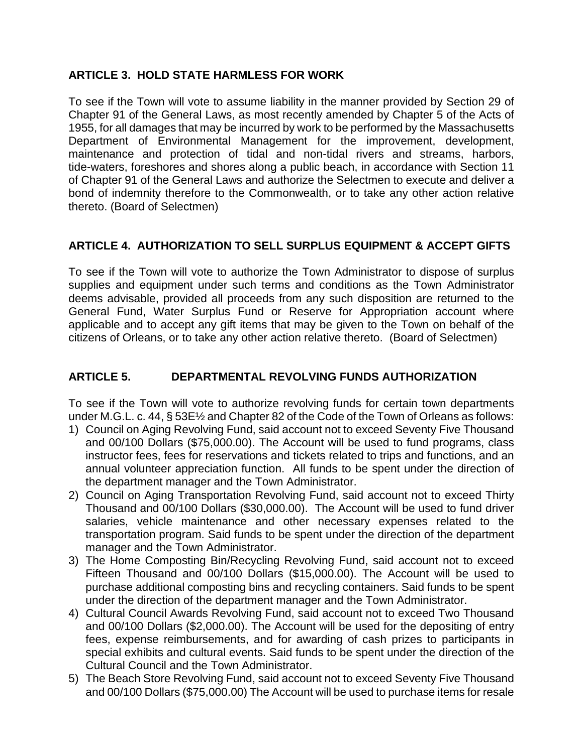## ARTICLE 3. HOLD STATE HARMLESS FOR WORK

To see if the Town will vote to assume liability in the manner provided by Section 29 of Chapter 91 of the General Laws, as most recently amended by Chapter 5 of the Acts of 1955, for all damages that may be incurred by work to be performed by the Massachusetts Department of Environmental Management for the improvement, development, maintenance and protection of tidal and non-tidal rivers and streams, harbors, tide-waters, foreshores and shores along a public beach, in accordance with Section 11 of Chapter 91 of the General Laws and authorize the Selectmen to execute and deliver a bond of indemnity therefore to the Commonwealth, or to take any other action relative thereto. (Board of Selectmen)

## ARTICLE 4. AUTHORIZATION TO SELL SURPLUS EQUIPMENT & ACCEPT GIFTS

To see if the Town will vote to authorize the Town Administrator to dispose of surplus supplies and equipment under such terms and conditions as the Town Administrator deems advisable, provided all proceeds from any such disposition are returned to the General Fund, Water Surplus Fund or Reserve for Appropriation account where applicable and to accept any gift items that may be given to the Town on behalf of the citizens of Orleans, or to take any other action relative thereto. (Board of Selectmen)

## ARTICLE 5. DEPARTMENTAL REVOLVING FUNDS AUTHORIZATION

To see if the Town will vote to authorize revolving funds for certain town departments under M.G.L. c. 44, § 53E½ and Chapter 82 of the Code of the Town of Orleans as follows:

1) Council on Aging Revolving Fund, said account not to exceed Seventy Five Thousand and 00/100 Dollars ($75,000.00). The Account will be used to fund programs, class instructor fees, fees for reservations and tickets related to trips and functions, and an annual volunteer appreciation function. All funds to be spent under the direction of the department manager and the Town Administrator.
2) Council on Aging Transportation Revolving Fund, said account not to exceed Thirty Thousand and 00/100 Dollars ($30,000.00). The Account will be used to fund driver salaries, vehicle maintenance and other necessary expenses related to the transportation program. Said funds to be spent under the direction of the department manager and the Town Administrator.
3) The Home Composting Bin/Recycling Revolving Fund, said account not to exceed Fifteen Thousand and 00/100 Dollars ($15,000.00). The Account will be used to purchase additional composting bins and recycling containers. Said funds to be spent under the direction of the department manager and the Town Administrator.
4) Cultural Council Awards Revolving Fund, said account not to exceed Two Thousand and 00/100 Dollars ($2,000.00). The Account will be used for the depositing of entry fees, expense reimbursements, and for awarding of cash prizes to participants in special exhibits and cultural events. Said funds to be spent under the direction of the Cultural Council and the Town Administrator.
5) The Beach Store Revolving Fund, said account not to exceed Seventy Five Thousand and 00/100 Dollars ($75,000.00) The Account will be used to purchase items for resale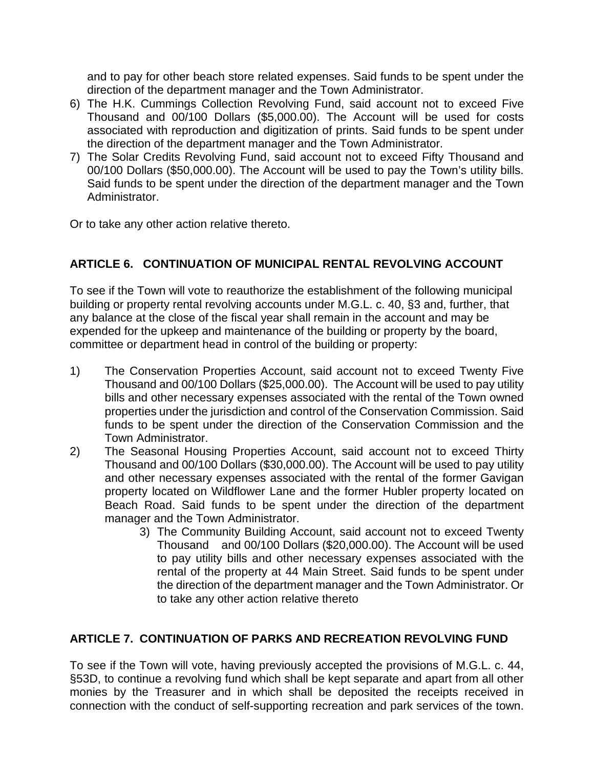and to pay for other beach store related expenses. Said funds to be spent under the direction of the department manager and the Town Administrator.

6) The H.K. Cummings Collection Revolving Fund, said account not to exceed Five Thousand and 00/100 Dollars ($5,000.00). The Account will be used for costs associated with reproduction and digitization of prints. Said funds to be spent under the direction of the department manager and the Town Administrator.
7) The Solar Credits Revolving Fund, said account not to exceed Fifty Thousand and 00/100 Dollars ($50,000.00). The Account will be used to pay the Town's utility bills. Said funds to be spent under the direction of the department manager and the Town Administrator.

Or to take any other action relative thereto.

## ARTICLE 6. CONTINUATION OF MUNICIPAL RENTAL REVOLVING ACCOUNT

To see if the Town will vote to reauthorize the establishment of the following municipal building or property rental revolving accounts under M.G.L. c. 40, §3 and, further, that any balance at the close of the fiscal year shall remain in the account and may be expended for the upkeep and maintenance of the building or property by the board, committee or department head in control of the building or property:

1) The Conservation Properties Account, said account not to exceed Twenty Five Thousand and 00/100 Dollars ($25,000.00). The Account will be used to pay utility bills and other necessary expenses associated with the rental of the Town owned properties under the jurisdiction and control of the Conservation Commission. Said funds to be spent under the direction of the Conservation Commission and the Town Administrator.
2) The Seasonal Housing Properties Account, said account not to exceed Thirty Thousand and 00/100 Dollars ($30,000.00). The Account will be used to pay utility and other necessary expenses associated with the rental of the former Gavigan property located on Wildflower Lane and the former Hubler property located on Beach Road. Said funds to be spent under the direction of the department manager and the Town Administrator.
3) The Community Building Account, said account not to exceed Twenty Thousand and 00/100 Dollars ($20,000.00). The Account will be used to pay utility bills and other necessary expenses associated with the rental of the property at 44 Main Street. Said funds to be spent under the direction of the department manager and the Town Administrator. Or to take any other action relative thereto

## ARTICLE 7. CONTINUATION OF PARKS AND RECREATION REVOLVING FUND

To see if the Town will vote, having previously accepted the provisions of M.G.L. c. 44, §53D, to continue a revolving fund which shall be kept separate and apart from all other monies by the Treasurer and in which shall be deposited the receipts received in connection with the conduct of self-supporting recreation and park services of the town.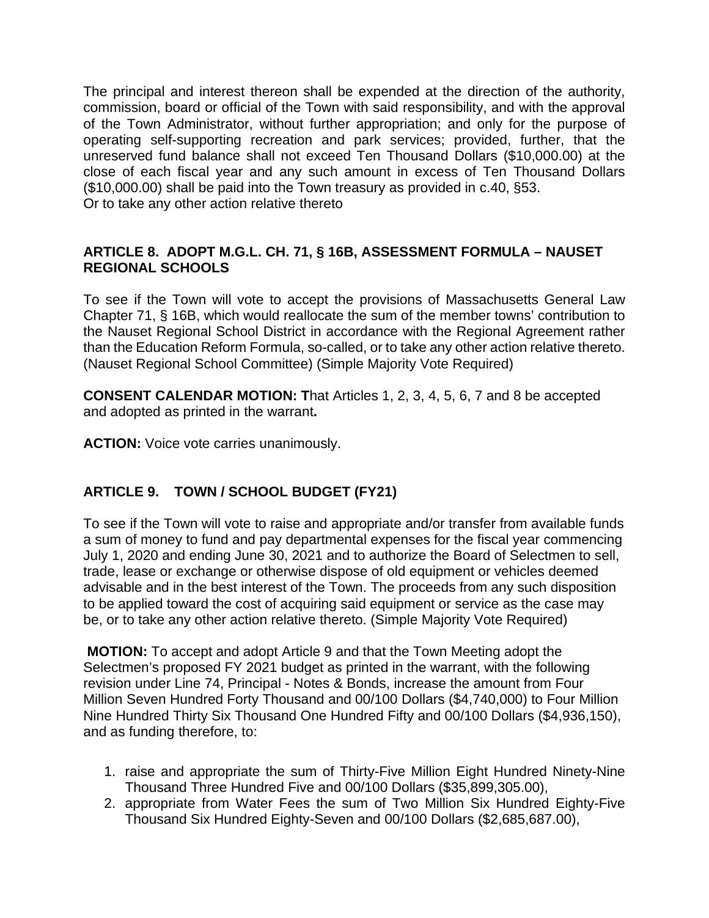The principal and interest thereon shall be expended at the direction of the authority, commission, board or official of the Town with said responsibility, and with the approval of the Town Administrator, without further appropriation; and only for the purpose of operating self-supporting recreation and park services; provided, further, that the unreserved fund balance shall not exceed Ten Thousand Dollars ($10,000.00) at the close of each fiscal year and any such amount in excess of Ten Thousand Dollars ($10,000.00) shall be paid into the Town treasury as provided in c.40, §53.
Or to take any other action relative thereto

**ARTICLE 8. ADOPT M.G.L. CH. 71, § 16B, ASSESSMENT FORMULA – NAUSET REGIONAL SCHOOLS**

To see if the Town will vote to accept the provisions of Massachusetts General Law Chapter 71, § 16B, which would reallocate the sum of the member towns' contribution to the Nauset Regional School District in accordance with the Regional Agreement rather than the Education Reform Formula, so-called, or to take any other action relative thereto. (Nauset Regional School Committee) (Simple Majority Vote Required)

**CONSENT CALENDAR MOTION: T**hat Articles 1, 2, 3, 4, 5, 6, 7 and 8 be accepted and adopted as printed in the warrant**.**

**ACTION:** Voice vote carries unanimously.

**ARTICLE 9. TOWN / SCHOOL BUDGET (FY21)**

To see if the Town will vote to raise and appropriate and/or transfer from available funds a sum of money to fund and pay departmental expenses for the fiscal year commencing July 1, 2020 and ending June 30, 2021 and to authorize the Board of Selectmen to sell, trade, lease or exchange or otherwise dispose of old equipment or vehicles deemed advisable and in the best interest of the Town. The proceeds from any such disposition to be applied toward the cost of acquiring said equipment or service as the case may be, or to take any other action relative thereto. (Simple Majority Vote Required)

**MOTION:** To accept and adopt Article 9 and that the Town Meeting adopt the Selectmen's proposed FY 2021 budget as printed in the warrant, with the following revision under Line 74, Principal - Notes & Bonds, increase the amount from Four Million Seven Hundred Forty Thousand and 00/100 Dollars ($4,740,000) to Four Million Nine Hundred Thirty Six Thousand One Hundred Fifty and 00/100 Dollars ($4,936,150), and as funding therefore, to:

1. raise and appropriate the sum of Thirty-Five Million Eight Hundred Ninety-Nine Thousand Three Hundred Five and 00/100 Dollars ($35,899,305.00),
2. appropriate from Water Fees the sum of Two Million Six Hundred Eighty-Five Thousand Six Hundred Eighty-Seven and 00/100 Dollars ($2,685,687.00),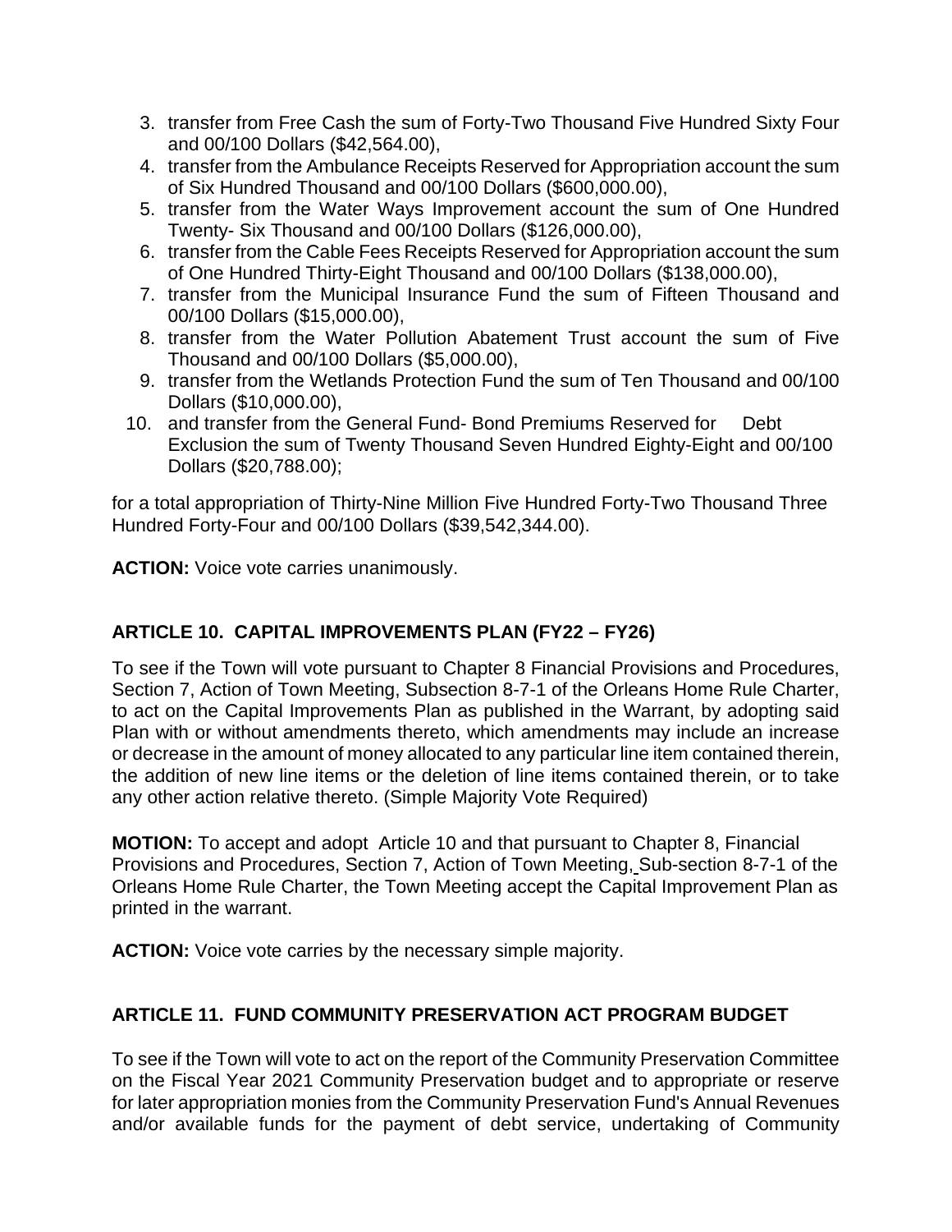3. transfer from Free Cash the sum of Forty-Two Thousand Five Hundred Sixty Four and 00/100 Dollars ($42,564.00),
4. transfer from the Ambulance Receipts Reserved for Appropriation account the sum of Six Hundred Thousand and 00/100 Dollars ($600,000.00),
5. transfer from the Water Ways Improvement account the sum of One Hundred Twenty- Six Thousand and 00/100 Dollars ($126,000.00),
6. transfer from the Cable Fees Receipts Reserved for Appropriation account the sum of One Hundred Thirty-Eight Thousand and 00/100 Dollars ($138,000.00),
7. transfer from the Municipal Insurance Fund the sum of Fifteen Thousand and 00/100 Dollars ($15,000.00),
8. transfer from the Water Pollution Abatement Trust account the sum of Five Thousand and 00/100 Dollars ($5,000.00),
9. transfer from the Wetlands Protection Fund the sum of Ten Thousand and 00/100 Dollars ($10,000.00),
10. and transfer from the General Fund- Bond Premiums Reserved for Debt Exclusion the sum of Twenty Thousand Seven Hundred Eighty-Eight and 00/100 Dollars ($20,788.00);

for a total appropriation of Thirty-Nine Million Five Hundred Forty-Two Thousand Three Hundred Forty-Four and 00/100 Dollars ($39,542,344.00).

**ACTION:** Voice vote carries unanimously.

## ARTICLE 10. CAPITAL IMPROVEMENTS PLAN (FY22 – FY26)

To see if the Town will vote pursuant to Chapter 8 Financial Provisions and Procedures, Section 7, Action of Town Meeting, Subsection 8-7-1 of the Orleans Home Rule Charter, to act on the Capital Improvements Plan as published in the Warrant, by adopting said Plan with or without amendments thereto, which amendments may include an increase or decrease in the amount of money allocated to any particular line item contained therein, the addition of new line items or the deletion of line items contained therein, or to take any other action relative thereto. (Simple Majority Vote Required)

**MOTION:** To accept and adopt Article 10 and that pursuant to Chapter 8, Financial Provisions and Procedures, Section 7, Action of Town Meeting, Sub-section 8-7-1 of the Orleans Home Rule Charter, the Town Meeting accept the Capital Improvement Plan as printed in the warrant.

**ACTION:** Voice vote carries by the necessary simple majority.

## ARTICLE 11. FUND COMMUNITY PRESERVATION ACT PROGRAM BUDGET

To see if the Town will vote to act on the report of the Community Preservation Committee on the Fiscal Year 2021 Community Preservation budget and to appropriate or reserve for later appropriation monies from the Community Preservation Fund's Annual Revenues and/or available funds for the payment of debt service, undertaking of Community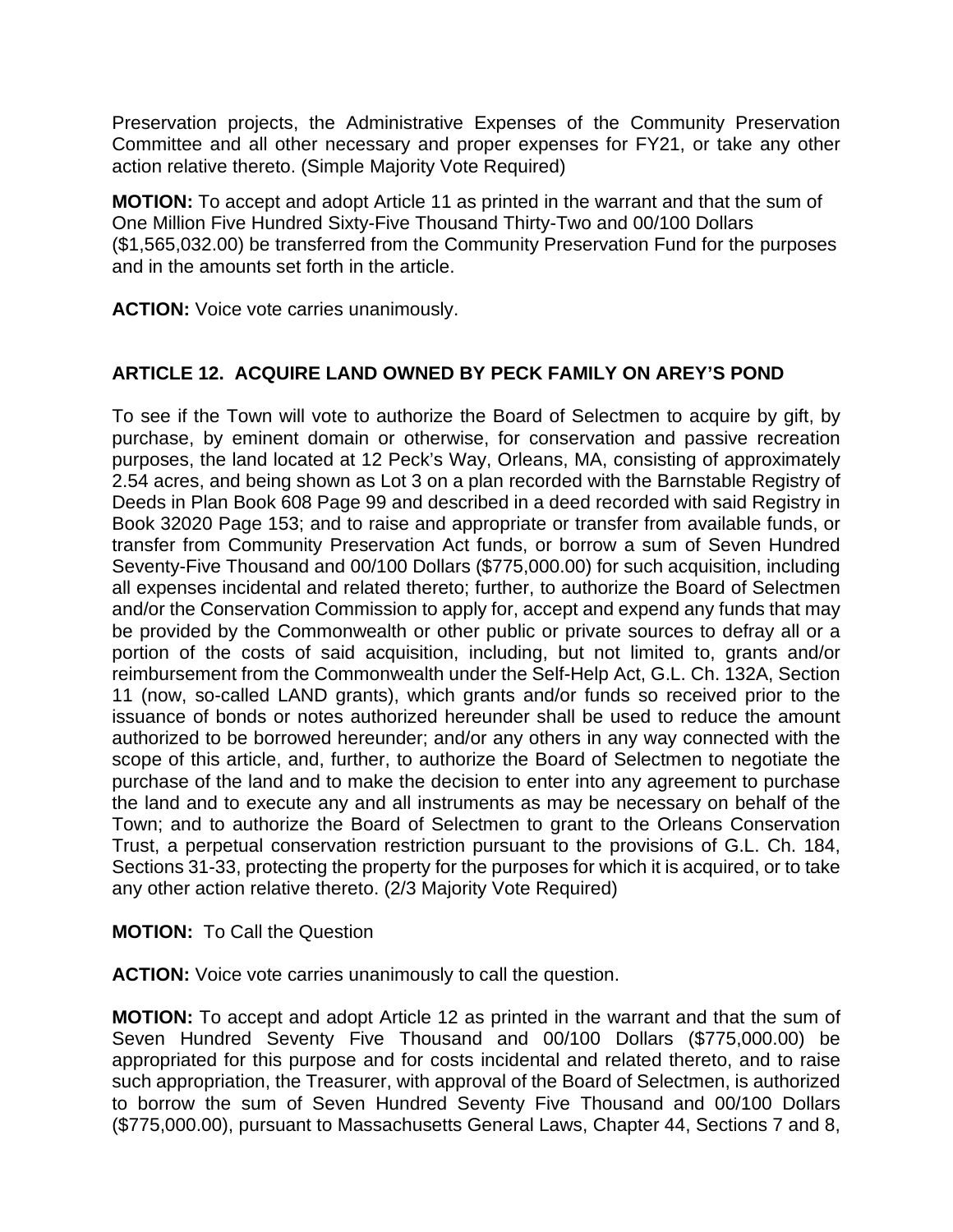Preservation projects, the Administrative Expenses of the Community Preservation Committee and all other necessary and proper expenses for FY21, or take any other action relative thereto. (Simple Majority Vote Required)

**MOTION:** To accept and adopt Article 11 as printed in the warrant and that the sum of One Million Five Hundred Sixty-Five Thousand Thirty-Two and 00/100 Dollars ($1,565,032.00) be transferred from the Community Preservation Fund for the purposes and in the amounts set forth in the article.

**ACTION:** Voice vote carries unanimously.

## ARTICLE 12. ACQUIRE LAND OWNED BY PECK FAMILY ON AREY'S POND

To see if the Town will vote to authorize the Board of Selectmen to acquire by gift, by purchase, by eminent domain or otherwise, for conservation and passive recreation purposes, the land located at 12 Peck's Way, Orleans, MA, consisting of approximately 2.54 acres, and being shown as Lot 3 on a plan recorded with the Barnstable Registry of Deeds in Plan Book 608 Page 99 and described in a deed recorded with said Registry in Book 32020 Page 153; and to raise and appropriate or transfer from available funds, or transfer from Community Preservation Act funds, or borrow a sum of Seven Hundred Seventy-Five Thousand and 00/100 Dollars ($775,000.00) for such acquisition, including all expenses incidental and related thereto; further, to authorize the Board of Selectmen and/or the Conservation Commission to apply for, accept and expend any funds that may be provided by the Commonwealth or other public or private sources to defray all or a portion of the costs of said acquisition, including, but not limited to, grants and/or reimbursement from the Commonwealth under the Self-Help Act, G.L. Ch. 132A, Section 11 (now, so-called LAND grants), which grants and/or funds so received prior to the issuance of bonds or notes authorized hereunder shall be used to reduce the amount authorized to be borrowed hereunder; and/or any others in any way connected with the scope of this article, and, further, to authorize the Board of Selectmen to negotiate the purchase of the land and to make the decision to enter into any agreement to purchase the land and to execute any and all instruments as may be necessary on behalf of the Town; and to authorize the Board of Selectmen to grant to the Orleans Conservation Trust, a perpetual conservation restriction pursuant to the provisions of G.L. Ch. 184, Sections 31-33, protecting the property for the purposes for which it is acquired, or to take any other action relative thereto. (2/3 Majority Vote Required)

**MOTION:** To Call the Question

**ACTION:** Voice vote carries unanimously to call the question.

**MOTION:** To accept and adopt Article 12 as printed in the warrant and that the sum of Seven Hundred Seventy Five Thousand and 00/100 Dollars ($775,000.00) be appropriated for this purpose and for costs incidental and related thereto, and to raise such appropriation, the Treasurer, with approval of the Board of Selectmen, is authorized to borrow the sum of Seven Hundred Seventy Five Thousand and 00/100 Dollars ($775,000.00), pursuant to Massachusetts General Laws, Chapter 44, Sections 7 and 8,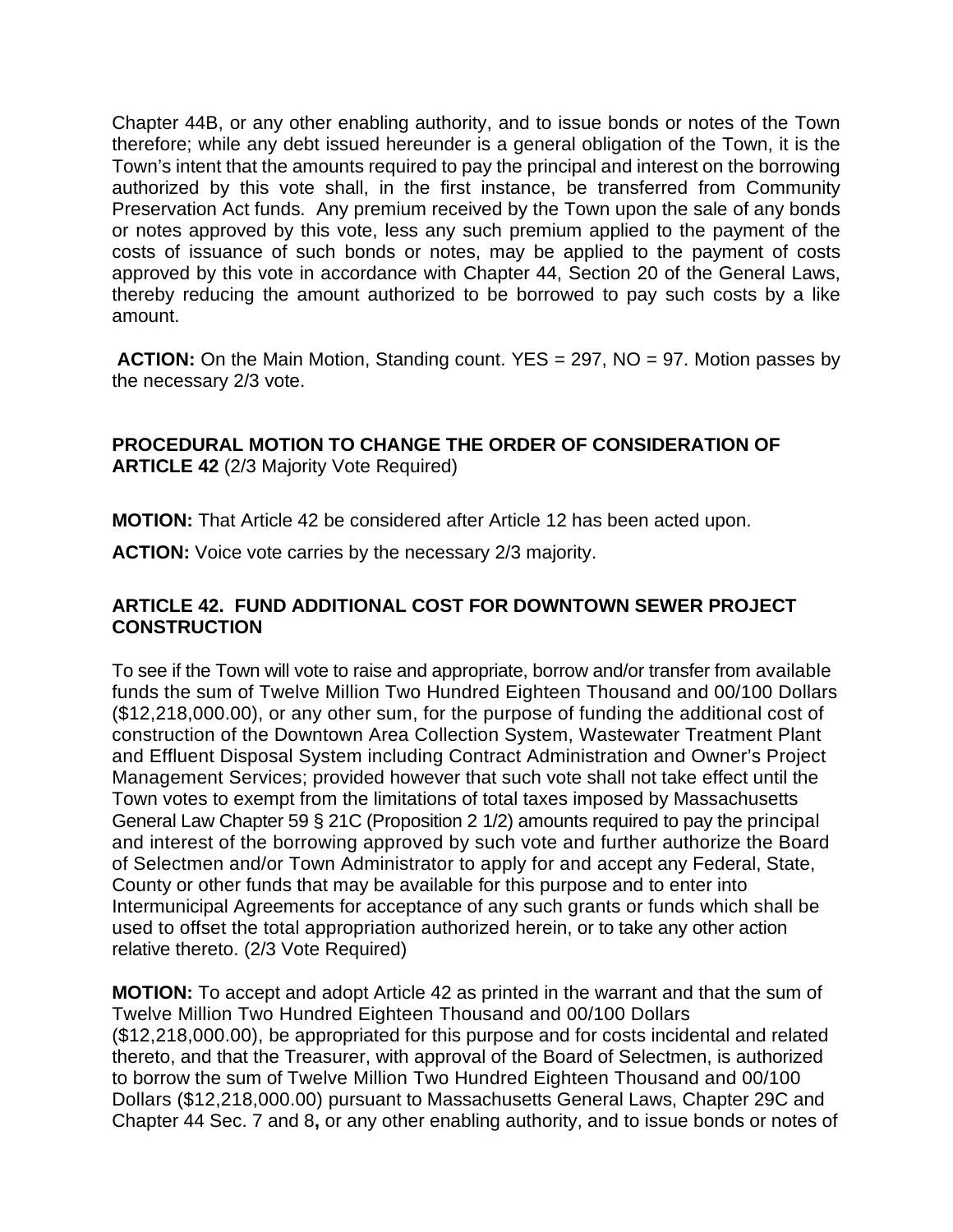Chapter 44B, or any other enabling authority, and to issue bonds or notes of the Town therefore; while any debt issued hereunder is a general obligation of the Town, it is the Town's intent that the amounts required to pay the principal and interest on the borrowing authorized by this vote shall, in the first instance, be transferred from Community Preservation Act funds. Any premium received by the Town upon the sale of any bonds or notes approved by this vote, less any such premium applied to the payment of the costs of issuance of such bonds or notes, may be applied to the payment of costs approved by this vote in accordance with Chapter 44, Section 20 of the General Laws, thereby reducing the amount authorized to be borrowed to pay such costs by a like amount.

**ACTION:** On the Main Motion, Standing count. YES = 297, NO = 97. Motion passes by the necessary 2/3 vote.

**PROCEDURAL MOTION TO CHANGE THE ORDER OF CONSIDERATION OF ARTICLE 42** (2/3 Majority Vote Required)

**MOTION:** That Article 42 be considered after Article 12 has been acted upon.

**ACTION:** Voice vote carries by the necessary 2/3 majority.

## ARTICLE 42. FUND ADDITIONAL COST FOR DOWNTOWN SEWER PROJECT CONSTRUCTION

To see if the Town will vote to raise and appropriate, borrow and/or transfer from available funds the sum of Twelve Million Two Hundred Eighteen Thousand and 00/100 Dollars ($12,218,000.00), or any other sum, for the purpose of funding the additional cost of construction of the Downtown Area Collection System, Wastewater Treatment Plant and Effluent Disposal System including Contract Administration and Owner's Project Management Services; provided however that such vote shall not take effect until the Town votes to exempt from the limitations of total taxes imposed by Massachusetts General Law Chapter 59 § 21C (Proposition 2 1/2) amounts required to pay the principal and interest of the borrowing approved by such vote and further authorize the Board of Selectmen and/or Town Administrator to apply for and accept any Federal, State, County or other funds that may be available for this purpose and to enter into Intermunicipal Agreements for acceptance of any such grants or funds which shall be used to offset the total appropriation authorized herein, or to take any other action relative thereto. (2/3 Vote Required)

**MOTION:** To accept and adopt Article 42 as printed in the warrant and that the sum of Twelve Million Two Hundred Eighteen Thousand and 00/100 Dollars ($12,218,000.00), be appropriated for this purpose and for costs incidental and related thereto, and that the Treasurer, with approval of the Board of Selectmen, is authorized to borrow the sum of Twelve Million Two Hundred Eighteen Thousand and 00/100 Dollars ($12,218,000.00) pursuant to Massachusetts General Laws, Chapter 29C and Chapter 44 Sec. 7 and 8**,** or any other enabling authority, and to issue bonds or notes of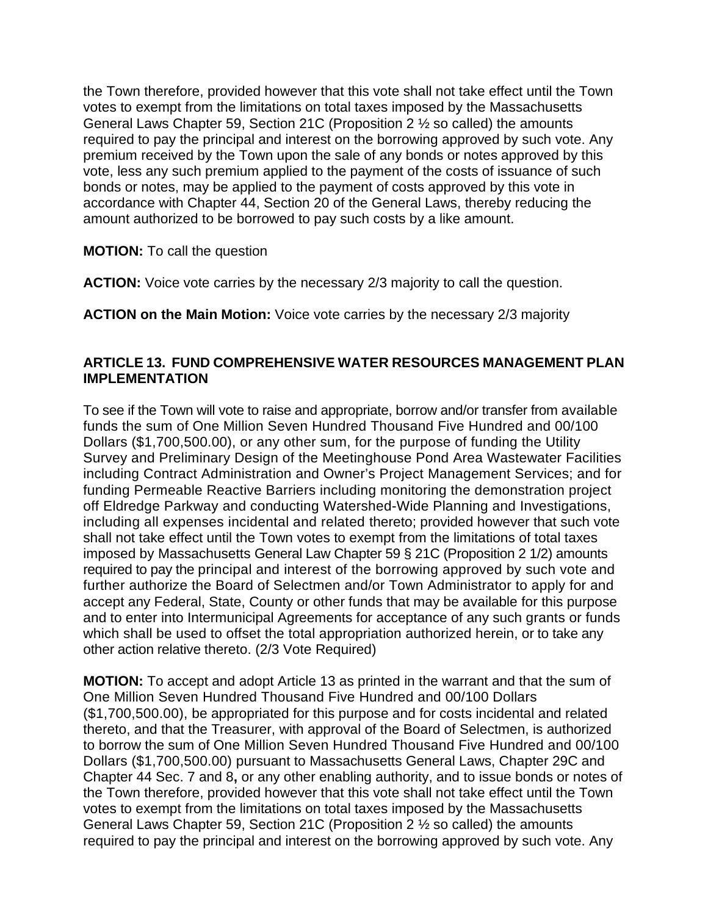the Town therefore, provided however that this vote shall not take effect until the Town votes to exempt from the limitations on total taxes imposed by the Massachusetts General Laws Chapter 59, Section 21C (Proposition 2 ½ so called) the amounts required to pay the principal and interest on the borrowing approved by such vote. Any premium received by the Town upon the sale of any bonds or notes approved by this vote, less any such premium applied to the payment of the costs of issuance of such bonds or notes, may be applied to the payment of costs approved by this vote in accordance with Chapter 44, Section 20 of the General Laws, thereby reducing the amount authorized to be borrowed to pay such costs by a like amount.

**MOTION:** To call the question

**ACTION:** Voice vote carries by the necessary 2/3 majority to call the question.

**ACTION on the Main Motion:** Voice vote carries by the necessary 2/3 majority

### ARTICLE 13. FUND COMPREHENSIVE WATER RESOURCES MANAGEMENT PLAN IMPLEMENTATION

To see if the Town will vote to raise and appropriate, borrow and/or transfer from available funds the sum of One Million Seven Hundred Thousand Five Hundred and 00/100 Dollars ($1,700,500.00), or any other sum, for the purpose of funding the Utility Survey and Preliminary Design of the Meetinghouse Pond Area Wastewater Facilities including Contract Administration and Owner's Project Management Services; and for funding Permeable Reactive Barriers including monitoring the demonstration project off Eldredge Parkway and conducting Watershed-Wide Planning and Investigations, including all expenses incidental and related thereto; provided however that such vote shall not take effect until the Town votes to exempt from the limitations of total taxes imposed by Massachusetts General Law Chapter 59 § 21C (Proposition 2 1/2) amounts required to pay the principal and interest of the borrowing approved by such vote and further authorize the Board of Selectmen and/or Town Administrator to apply for and accept any Federal, State, County or other funds that may be available for this purpose and to enter into Intermunicipal Agreements for acceptance of any such grants or funds which shall be used to offset the total appropriation authorized herein, or to take any other action relative thereto. (2/3 Vote Required)

**MOTION:** To accept and adopt Article 13 as printed in the warrant and that the sum of One Million Seven Hundred Thousand Five Hundred and 00/100 Dollars ($1,700,500.00), be appropriated for this purpose and for costs incidental and related thereto, and that the Treasurer, with approval of the Board of Selectmen, is authorized to borrow the sum of One Million Seven Hundred Thousand Five Hundred and 00/100 Dollars ($1,700,500.00) pursuant to Massachusetts General Laws, Chapter 29C and Chapter 44 Sec. 7 and 8**,** or any other enabling authority, and to issue bonds or notes of the Town therefore, provided however that this vote shall not take effect until the Town votes to exempt from the limitations on total taxes imposed by the Massachusetts General Laws Chapter 59, Section 21C (Proposition 2 ½ so called) the amounts required to pay the principal and interest on the borrowing approved by such vote. Any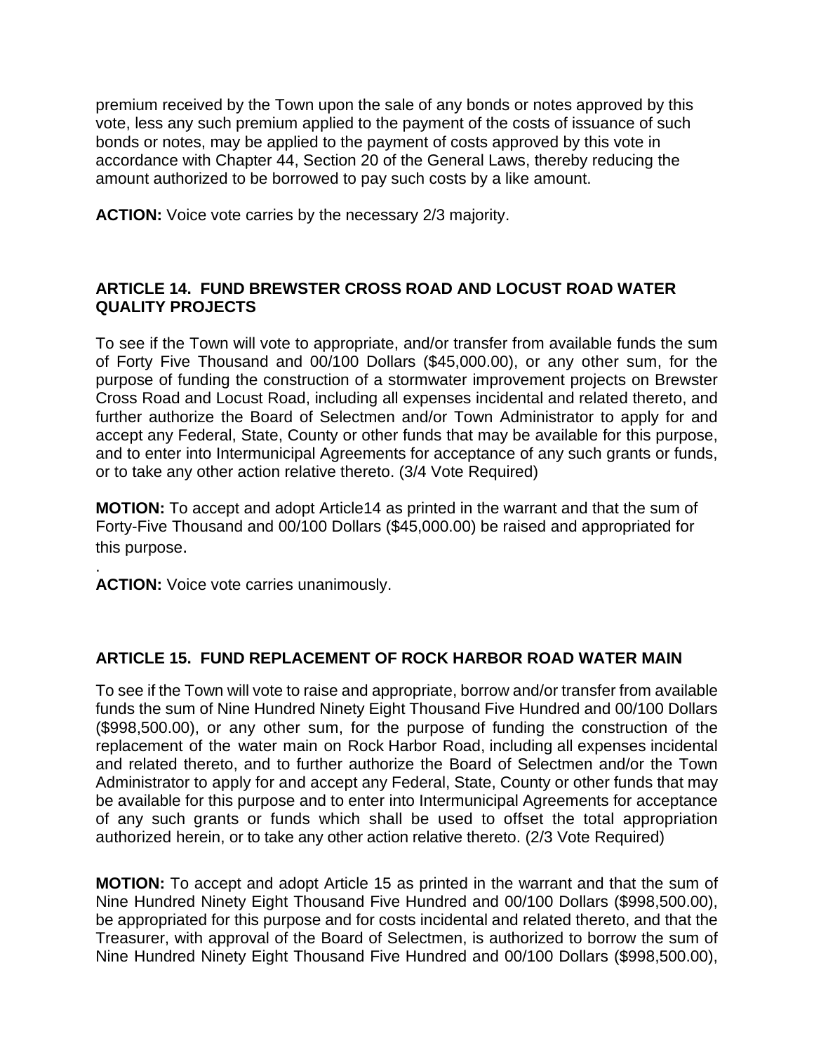premium received by the Town upon the sale of any bonds or notes approved by this vote, less any such premium applied to the payment of the costs of issuance of such bonds or notes, may be applied to the payment of costs approved by this vote in accordance with Chapter 44, Section 20 of the General Laws, thereby reducing the amount authorized to be borrowed to pay such costs by a like amount.

**ACTION:** Voice vote carries by the necessary 2/3 majority.

### ARTICLE 14. FUND BREWSTER CROSS ROAD AND LOCUST ROAD WATER QUALITY PROJECTS

To see if the Town will vote to appropriate, and/or transfer from available funds the sum of Forty Five Thousand and 00/100 Dollars ($45,000.00), or any other sum, for the purpose of funding the construction of a stormwater improvement projects on Brewster Cross Road and Locust Road, including all expenses incidental and related thereto, and further authorize the Board of Selectmen and/or Town Administrator to apply for and accept any Federal, State, County or other funds that may be available for this purpose, and to enter into Intermunicipal Agreements for acceptance of any such grants or funds, or to take any other action relative thereto. (3/4 Vote Required)

**MOTION:** To accept and adopt Article14 as printed in the warrant and that the sum of Forty-Five Thousand and 00/100 Dollars ($45,000.00) be raised and appropriated for this purpose.

.
**ACTION:** Voice vote carries unanimously.

### ARTICLE 15. FUND REPLACEMENT OF ROCK HARBOR ROAD WATER MAIN

To see if the Town will vote to raise and appropriate, borrow and/or transfer from available funds the sum of Nine Hundred Ninety Eight Thousand Five Hundred and 00/100 Dollars ($998,500.00), or any other sum, for the purpose of funding the construction of the replacement of the water main on Rock Harbor Road, including all expenses incidental and related thereto, and to further authorize the Board of Selectmen and/or the Town Administrator to apply for and accept any Federal, State, County or other funds that may be available for this purpose and to enter into Intermunicipal Agreements for acceptance of any such grants or funds which shall be used to offset the total appropriation authorized herein, or to take any other action relative thereto. (2/3 Vote Required)

**MOTION:** To accept and adopt Article 15 as printed in the warrant and that the sum of Nine Hundred Ninety Eight Thousand Five Hundred and 00/100 Dollars ($998,500.00), be appropriated for this purpose and for costs incidental and related thereto, and that the Treasurer, with approval of the Board of Selectmen, is authorized to borrow the sum of Nine Hundred Ninety Eight Thousand Five Hundred and 00/100 Dollars ($998,500.00),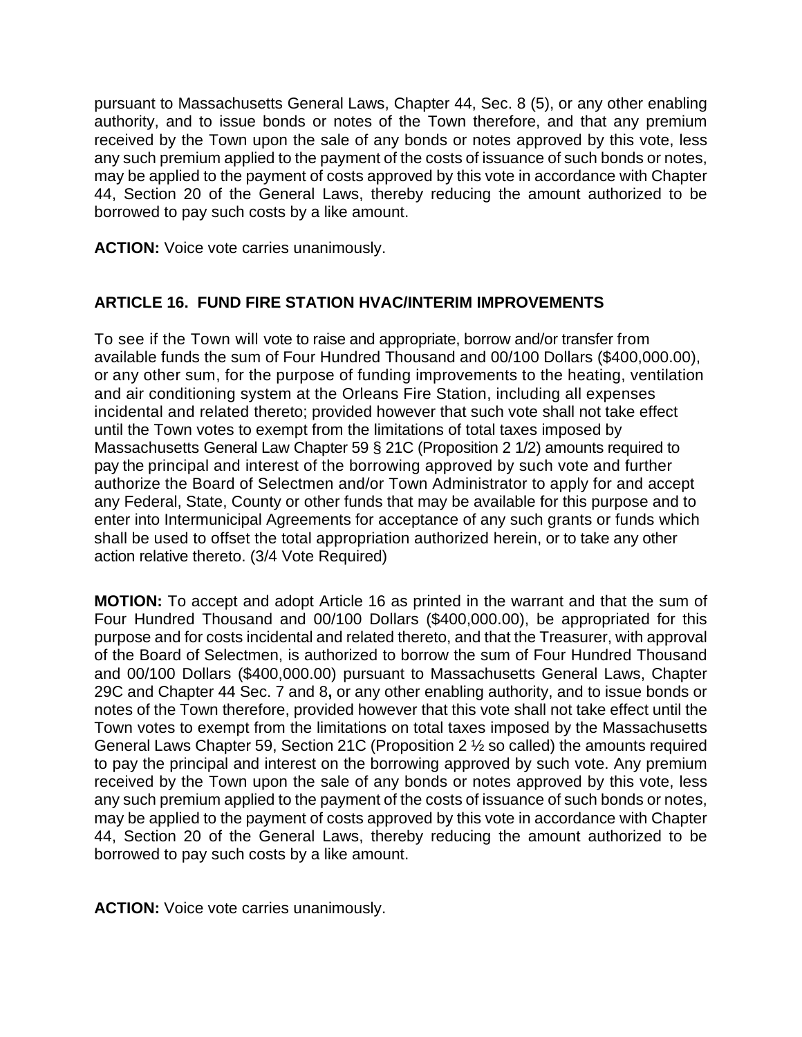pursuant to Massachusetts General Laws, Chapter 44, Sec. 8 (5), or any other enabling authority, and to issue bonds or notes of the Town therefore, and that any premium received by the Town upon the sale of any bonds or notes approved by this vote, less any such premium applied to the payment of the costs of issuance of such bonds or notes, may be applied to the payment of costs approved by this vote in accordance with Chapter 44, Section 20 of the General Laws, thereby reducing the amount authorized to be borrowed to pay such costs by a like amount.

**ACTION:** Voice vote carries unanimously.

## ARTICLE 16. FUND FIRE STATION HVAC/INTERIM IMPROVEMENTS

To see if the Town will vote to raise and appropriate, borrow and/or transfer from available funds the sum of Four Hundred Thousand and 00/100 Dollars ($400,000.00), or any other sum, for the purpose of funding improvements to the heating, ventilation and air conditioning system at the Orleans Fire Station, including all expenses incidental and related thereto; provided however that such vote shall not take effect until the Town votes to exempt from the limitations of total taxes imposed by Massachusetts General Law Chapter 59 § 21C (Proposition 2 1/2) amounts required to pay the principal and interest of the borrowing approved by such vote and further authorize the Board of Selectmen and/or Town Administrator to apply for and accept any Federal, State, County or other funds that may be available for this purpose and to enter into Intermunicipal Agreements for acceptance of any such grants or funds which shall be used to offset the total appropriation authorized herein, or to take any other action relative thereto. (3/4 Vote Required)

**MOTION:** To accept and adopt Article 16 as printed in the warrant and that the sum of Four Hundred Thousand and 00/100 Dollars ($400,000.00), be appropriated for this purpose and for costs incidental and related thereto, and that the Treasurer, with approval of the Board of Selectmen, is authorized to borrow the sum of Four Hundred Thousand and 00/100 Dollars ($400,000.00) pursuant to Massachusetts General Laws, Chapter 29C and Chapter 44 Sec. 7 and 8**,** or any other enabling authority, and to issue bonds or notes of the Town therefore, provided however that this vote shall not take effect until the Town votes to exempt from the limitations on total taxes imposed by the Massachusetts General Laws Chapter 59, Section 21C (Proposition 2 ½ so called) the amounts required to pay the principal and interest on the borrowing approved by such vote. Any premium received by the Town upon the sale of any bonds or notes approved by this vote, less any such premium applied to the payment of the costs of issuance of such bonds or notes, may be applied to the payment of costs approved by this vote in accordance with Chapter 44, Section 20 of the General Laws, thereby reducing the amount authorized to be borrowed to pay such costs by a like amount.

**ACTION:** Voice vote carries unanimously.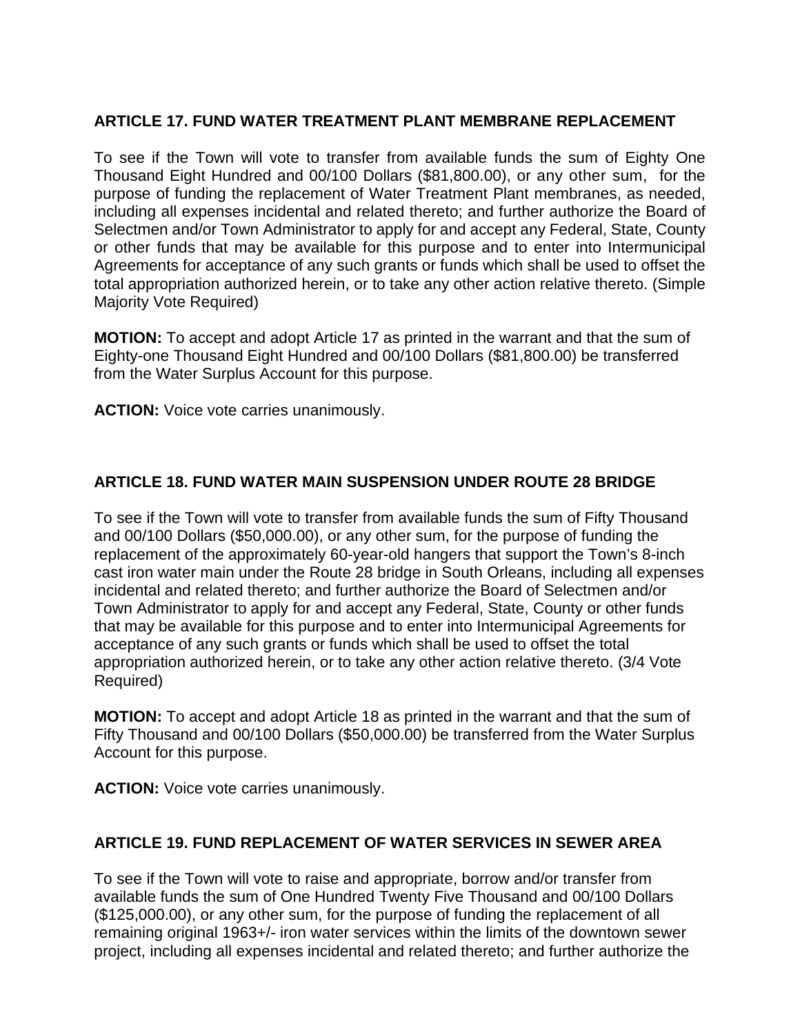### ARTICLE 17. FUND WATER TREATMENT PLANT MEMBRANE REPLACEMENT

To see if the Town will vote to transfer from available funds the sum of Eighty One Thousand Eight Hundred and 00/100 Dollars ($81,800.00), or any other sum, for the purpose of funding the replacement of Water Treatment Plant membranes, as needed, including all expenses incidental and related thereto; and further authorize the Board of Selectmen and/or Town Administrator to apply for and accept any Federal, State, County or other funds that may be available for this purpose and to enter into Intermunicipal Agreements for acceptance of any such grants or funds which shall be used to offset the total appropriation authorized herein, or to take any other action relative thereto. (Simple Majority Vote Required)

**MOTION:** To accept and adopt Article 17 as printed in the warrant and that the sum of Eighty-one Thousand Eight Hundred and 00/100 Dollars ($81,800.00) be transferred from the Water Surplus Account for this purpose.

**ACTION:** Voice vote carries unanimously.

### ARTICLE 18. FUND WATER MAIN SUSPENSION UNDER ROUTE 28 BRIDGE

To see if the Town will vote to transfer from available funds the sum of Fifty Thousand and 00/100 Dollars ($50,000.00), or any other sum, for the purpose of funding the replacement of the approximately 60-year-old hangers that support the Town's 8-inch cast iron water main under the Route 28 bridge in South Orleans, including all expenses incidental and related thereto; and further authorize the Board of Selectmen and/or Town Administrator to apply for and accept any Federal, State, County or other funds that may be available for this purpose and to enter into Intermunicipal Agreements for acceptance of any such grants or funds which shall be used to offset the total appropriation authorized herein, or to take any other action relative thereto. (3/4 Vote Required)

**MOTION:** To accept and adopt Article 18 as printed in the warrant and that the sum of Fifty Thousand and 00/100 Dollars ($50,000.00) be transferred from the Water Surplus Account for this purpose.

**ACTION:** Voice vote carries unanimously.

### ARTICLE 19. FUND REPLACEMENT OF WATER SERVICES IN SEWER AREA

To see if the Town will vote to raise and appropriate, borrow and/or transfer from available funds the sum of One Hundred Twenty Five Thousand and 00/100 Dollars ($125,000.00), or any other sum, for the purpose of funding the replacement of all remaining original 1963+/- iron water services within the limits of the downtown sewer project, including all expenses incidental and related thereto; and further authorize the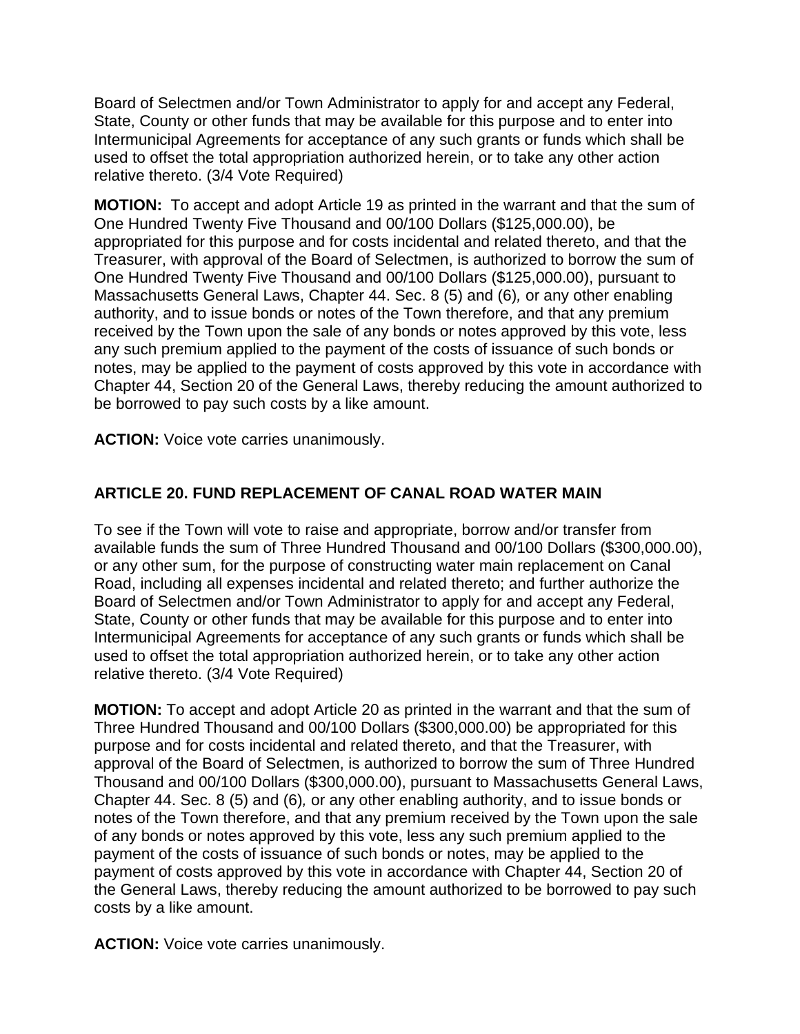Board of Selectmen and/or Town Administrator to apply for and accept any Federal, State, County or other funds that may be available for this purpose and to enter into Intermunicipal Agreements for acceptance of any such grants or funds which shall be used to offset the total appropriation authorized herein, or to take any other action relative thereto. (3/4 Vote Required)

**MOTION:** To accept and adopt Article 19 as printed in the warrant and that the sum of One Hundred Twenty Five Thousand and 00/100 Dollars ($125,000.00), be appropriated for this purpose and for costs incidental and related thereto, and that the Treasurer, with approval of the Board of Selectmen, is authorized to borrow the sum of One Hundred Twenty Five Thousand and 00/100 Dollars ($125,000.00), pursuant to Massachusetts General Laws, Chapter 44. Sec. 8 (5) and (6), or any other enabling authority, and to issue bonds or notes of the Town therefore, and that any premium received by the Town upon the sale of any bonds or notes approved by this vote, less any such premium applied to the payment of the costs of issuance of such bonds or notes, may be applied to the payment of costs approved by this vote in accordance with Chapter 44, Section 20 of the General Laws, thereby reducing the amount authorized to be borrowed to pay such costs by a like amount.

**ACTION:** Voice vote carries unanimously.

## ARTICLE 20. FUND REPLACEMENT OF CANAL ROAD WATER MAIN

To see if the Town will vote to raise and appropriate, borrow and/or transfer from available funds the sum of Three Hundred Thousand and 00/100 Dollars ($300,000.00), or any other sum, for the purpose of constructing water main replacement on Canal Road, including all expenses incidental and related thereto; and further authorize the Board of Selectmen and/or Town Administrator to apply for and accept any Federal, State, County or other funds that may be available for this purpose and to enter into Intermunicipal Agreements for acceptance of any such grants or funds which shall be used to offset the total appropriation authorized herein, or to take any other action relative thereto. (3/4 Vote Required)

**MOTION:** To accept and adopt Article 20 as printed in the warrant and that the sum of Three Hundred Thousand and 00/100 Dollars ($300,000.00) be appropriated for this purpose and for costs incidental and related thereto, and that the Treasurer, with approval of the Board of Selectmen, is authorized to borrow the sum of Three Hundred Thousand and 00/100 Dollars ($300,000.00), pursuant to Massachusetts General Laws, Chapter 44. Sec. 8 (5) and (6), or any other enabling authority, and to issue bonds or notes of the Town therefore, and that any premium received by the Town upon the sale of any bonds or notes approved by this vote, less any such premium applied to the payment of the costs of issuance of such bonds or notes, may be applied to the payment of costs approved by this vote in accordance with Chapter 44, Section 20 of the General Laws, thereby reducing the amount authorized to be borrowed to pay such costs by a like amount.

**ACTION:** Voice vote carries unanimously.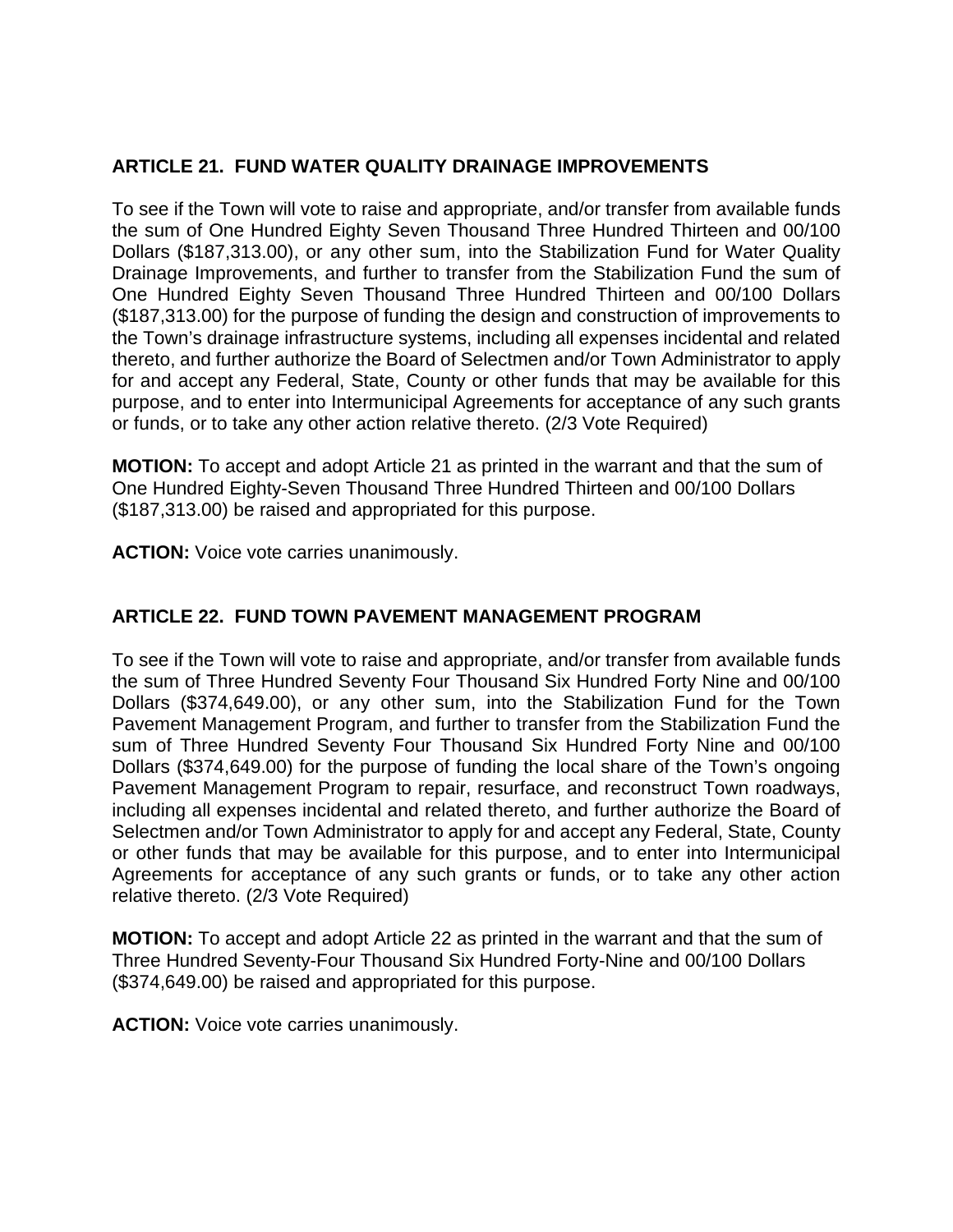## ARTICLE 21. FUND WATER QUALITY DRAINAGE IMPROVEMENTS

To see if the Town will vote to raise and appropriate, and/or transfer from available funds the sum of One Hundred Eighty Seven Thousand Three Hundred Thirteen and 00/100 Dollars ($187,313.00), or any other sum, into the Stabilization Fund for Water Quality Drainage Improvements, and further to transfer from the Stabilization Fund the sum of One Hundred Eighty Seven Thousand Three Hundred Thirteen and 00/100 Dollars ($187,313.00) for the purpose of funding the design and construction of improvements to the Town's drainage infrastructure systems, including all expenses incidental and related thereto, and further authorize the Board of Selectmen and/or Town Administrator to apply for and accept any Federal, State, County or other funds that may be available for this purpose, and to enter into Intermunicipal Agreements for acceptance of any such grants or funds, or to take any other action relative thereto. (2/3 Vote Required)

**MOTION:** To accept and adopt Article 21 as printed in the warrant and that the sum of One Hundred Eighty-Seven Thousand Three Hundred Thirteen and 00/100 Dollars ($187,313.00) be raised and appropriated for this purpose.

**ACTION:** Voice vote carries unanimously.

## ARTICLE 22. FUND TOWN PAVEMENT MANAGEMENT PROGRAM

To see if the Town will vote to raise and appropriate, and/or transfer from available funds the sum of Three Hundred Seventy Four Thousand Six Hundred Forty Nine and 00/100 Dollars ($374,649.00), or any other sum, into the Stabilization Fund for the Town Pavement Management Program, and further to transfer from the Stabilization Fund the sum of Three Hundred Seventy Four Thousand Six Hundred Forty Nine and 00/100 Dollars ($374,649.00) for the purpose of funding the local share of the Town's ongoing Pavement Management Program to repair, resurface, and reconstruct Town roadways, including all expenses incidental and related thereto, and further authorize the Board of Selectmen and/or Town Administrator to apply for and accept any Federal, State, County or other funds that may be available for this purpose, and to enter into Intermunicipal Agreements for acceptance of any such grants or funds, or to take any other action relative thereto. (2/3 Vote Required)

**MOTION:** To accept and adopt Article 22 as printed in the warrant and that the sum of Three Hundred Seventy-Four Thousand Six Hundred Forty-Nine and 00/100 Dollars ($374,649.00) be raised and appropriated for this purpose.

**ACTION:** Voice vote carries unanimously.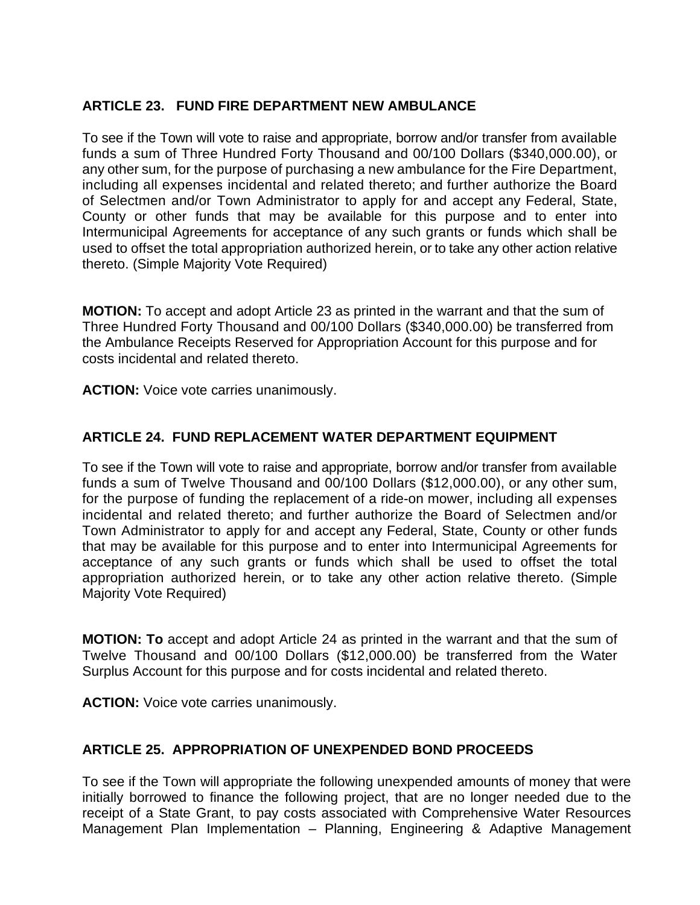### ARTICLE 23. FUND FIRE DEPARTMENT NEW AMBULANCE

To see if the Town will vote to raise and appropriate, borrow and/or transfer from available funds a sum of Three Hundred Forty Thousand and 00/100 Dollars ($340,000.00), or any other sum, for the purpose of purchasing a new ambulance for the Fire Department, including all expenses incidental and related thereto; and further authorize the Board of Selectmen and/or Town Administrator to apply for and accept any Federal, State, County or other funds that may be available for this purpose and to enter into Intermunicipal Agreements for acceptance of any such grants or funds which shall be used to offset the total appropriation authorized herein, or to take any other action relative thereto. (Simple Majority Vote Required)

**MOTION:** To accept and adopt Article 23 as printed in the warrant and that the sum of Three Hundred Forty Thousand and 00/100 Dollars ($340,000.00) be transferred from the Ambulance Receipts Reserved for Appropriation Account for this purpose and for costs incidental and related thereto.

**ACTION:** Voice vote carries unanimously.

### ARTICLE 24. FUND REPLACEMENT WATER DEPARTMENT EQUIPMENT

To see if the Town will vote to raise and appropriate, borrow and/or transfer from available funds a sum of Twelve Thousand and 00/100 Dollars ($12,000.00), or any other sum, for the purpose of funding the replacement of a ride-on mower, including all expenses incidental and related thereto; and further authorize the Board of Selectmen and/or Town Administrator to apply for and accept any Federal, State, County or other funds that may be available for this purpose and to enter into Intermunicipal Agreements for acceptance of any such grants or funds which shall be used to offset the total appropriation authorized herein, or to take any other action relative thereto. (Simple Majority Vote Required)

**MOTION: To** accept and adopt Article 24 as printed in the warrant and that the sum of Twelve Thousand and 00/100 Dollars ($12,000.00) be transferred from the Water Surplus Account for this purpose and for costs incidental and related thereto.

**ACTION:** Voice vote carries unanimously.

### ARTICLE 25. APPROPRIATION OF UNEXPENDED BOND PROCEEDS

To see if the Town will appropriate the following unexpended amounts of money that were initially borrowed to finance the following project, that are no longer needed due to the receipt of a State Grant, to pay costs associated with Comprehensive Water Resources Management Plan Implementation – Planning, Engineering & Adaptive Management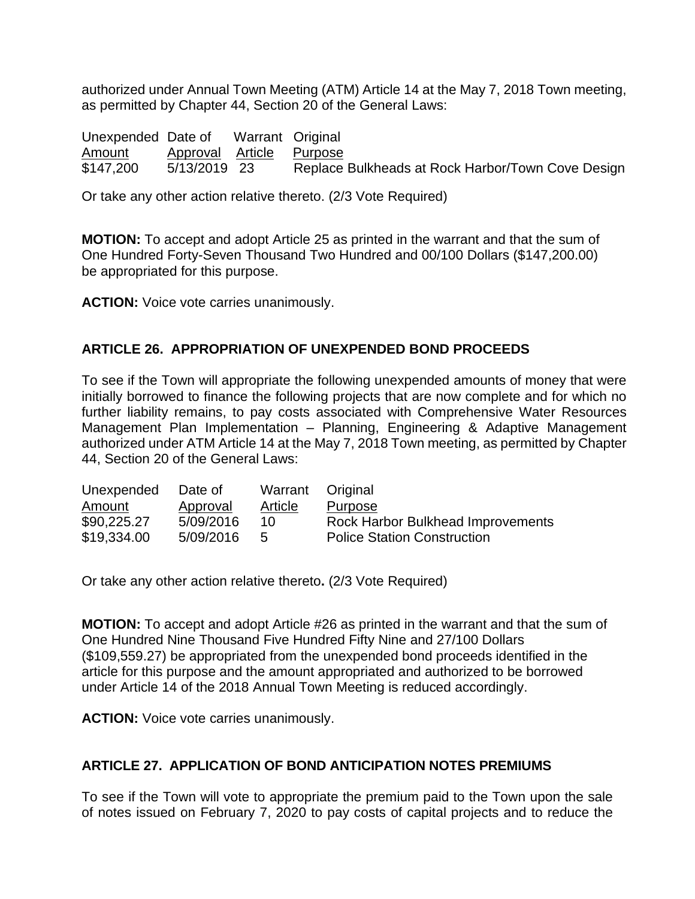authorized under Annual Town Meeting (ATM) Article 14 at the May 7, 2018 Town meeting, as permitted by Chapter 44, Section 20 of the General Laws:

| Unexpended Amount | Date of Approval | Warrant Article | Original Purpose |
|---|---|---|---|
| $147,200 | 5/13/2019 | 23 | Replace Bulkheads at Rock Harbor/Town Cove Design |

Or take any other action relative thereto. (2/3 Vote Required)

**MOTION:** To accept and adopt Article 25 as printed in the warrant and that the sum of One Hundred Forty-Seven Thousand Two Hundred and 00/100 Dollars ($147,200.00) be appropriated for this purpose.

**ACTION:** Voice vote carries unanimously.

## ARTICLE 26. APPROPRIATION OF UNEXPENDED BOND PROCEEDS

To see if the Town will appropriate the following unexpended amounts of money that were initially borrowed to finance the following projects that are now complete and for which no further liability remains, to pay costs associated with Comprehensive Water Resources Management Plan Implementation – Planning, Engineering & Adaptive Management authorized under ATM Article 14 at the May 7, 2018 Town meeting, as permitted by Chapter 44, Section 20 of the General Laws:

| Unexpended Amount | Date of Approval | Warrant Article | Original Purpose |
|---|---|---|---|
| $90,225.27 | 5/09/2016 | 10 | Rock Harbor Bulkhead Improvements |
| $19,334.00 | 5/09/2016 | 5 | Police Station Construction |

Or take any other action relative thereto**.** (2/3 Vote Required)

**MOTION:** To accept and adopt Article #26 as printed in the warrant and that the sum of One Hundred Nine Thousand Five Hundred Fifty Nine and 27/100 Dollars ($109,559.27) be appropriated from the unexpended bond proceeds identified in the article for this purpose and the amount appropriated and authorized to be borrowed under Article 14 of the 2018 Annual Town Meeting is reduced accordingly.

**ACTION:** Voice vote carries unanimously.

## ARTICLE 27. APPLICATION OF BOND ANTICIPATION NOTES PREMIUMS

To see if the Town will vote to appropriate the premium paid to the Town upon the sale of notes issued on February 7, 2020 to pay costs of capital projects and to reduce the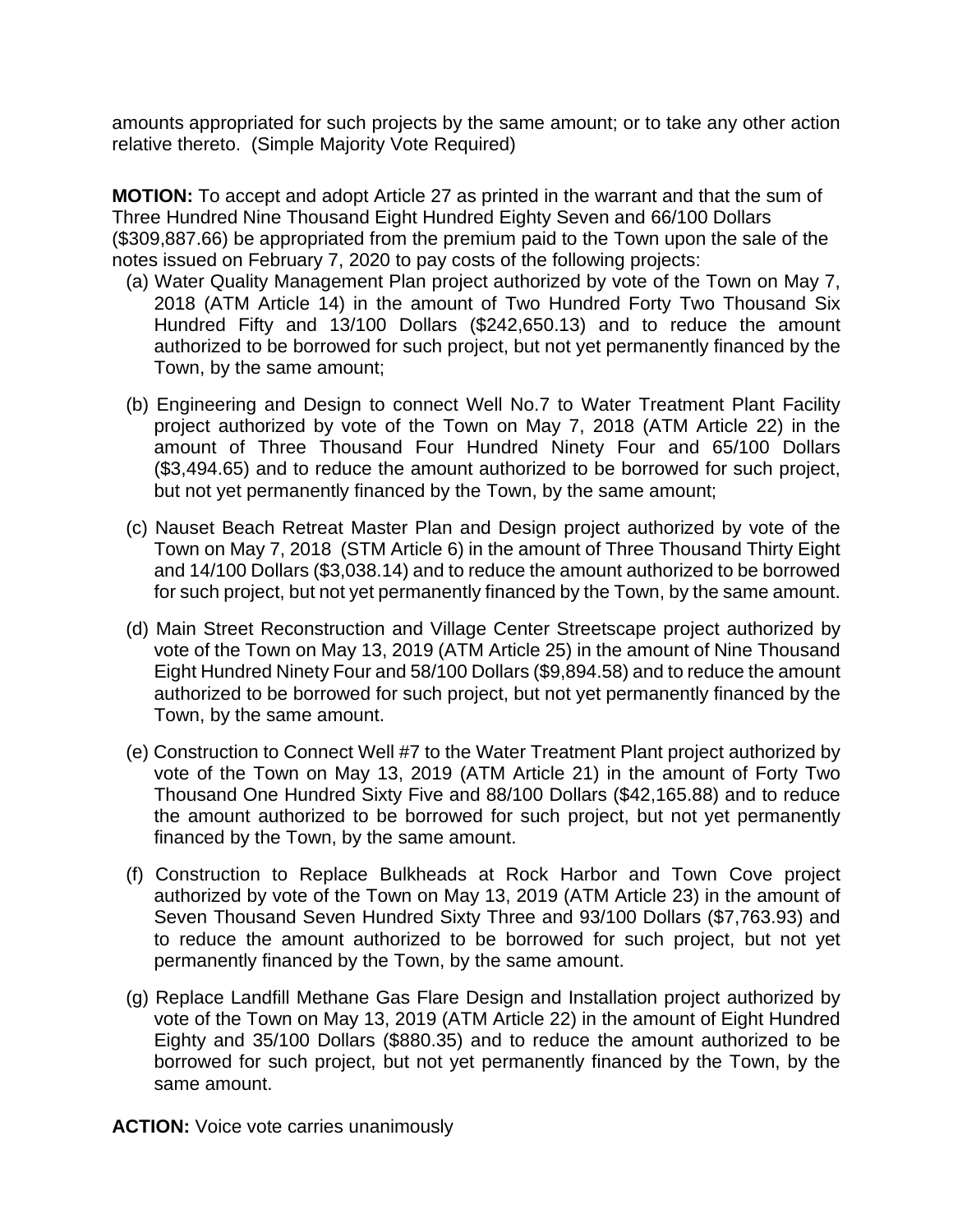amounts appropriated for such projects by the same amount; or to take any other action relative thereto. (Simple Majority Vote Required)

**MOTION:** To accept and adopt Article 27 as printed in the warrant and that the sum of Three Hundred Nine Thousand Eight Hundred Eighty Seven and 66/100 Dollars ($309,887.66) be appropriated from the premium paid to the Town upon the sale of the notes issued on February 7, 2020 to pay costs of the following projects:

(a) Water Quality Management Plan project authorized by vote of the Town on May 7, 2018 (ATM Article 14) in the amount of Two Hundred Forty Two Thousand Six Hundred Fifty and 13/100 Dollars ($242,650.13) and to reduce the amount authorized to be borrowed for such project, but not yet permanently financed by the Town, by the same amount;

(b) Engineering and Design to connect Well No.7 to Water Treatment Plant Facility project authorized by vote of the Town on May 7, 2018 (ATM Article 22) in the amount of Three Thousand Four Hundred Ninety Four and 65/100 Dollars ($3,494.65) and to reduce the amount authorized to be borrowed for such project, but not yet permanently financed by the Town, by the same amount;

(c) Nauset Beach Retreat Master Plan and Design project authorized by vote of the Town on May 7, 2018 (STM Article 6) in the amount of Three Thousand Thirty Eight and 14/100 Dollars ($3,038.14) and to reduce the amount authorized to be borrowed for such project, but not yet permanently financed by the Town, by the same amount.

(d) Main Street Reconstruction and Village Center Streetscape project authorized by vote of the Town on May 13, 2019 (ATM Article 25) in the amount of Nine Thousand Eight Hundred Ninety Four and 58/100 Dollars ($9,894.58) and to reduce the amount authorized to be borrowed for such project, but not yet permanently financed by the Town, by the same amount.

(e) Construction to Connect Well #7 to the Water Treatment Plant project authorized by vote of the Town on May 13, 2019 (ATM Article 21) in the amount of Forty Two Thousand One Hundred Sixty Five and 88/100 Dollars ($42,165.88) and to reduce the amount authorized to be borrowed for such project, but not yet permanently financed by the Town, by the same amount.

(f) Construction to Replace Bulkheads at Rock Harbor and Town Cove project authorized by vote of the Town on May 13, 2019 (ATM Article 23) in the amount of Seven Thousand Seven Hundred Sixty Three and 93/100 Dollars ($7,763.93) and to reduce the amount authorized to be borrowed for such project, but not yet permanently financed by the Town, by the same amount.

(g) Replace Landfill Methane Gas Flare Design and Installation project authorized by vote of the Town on May 13, 2019 (ATM Article 22) in the amount of Eight Hundred Eighty and 35/100 Dollars ($880.35) and to reduce the amount authorized to be borrowed for such project, but not yet permanently financed by the Town, by the same amount.

**ACTION:** Voice vote carries unanimously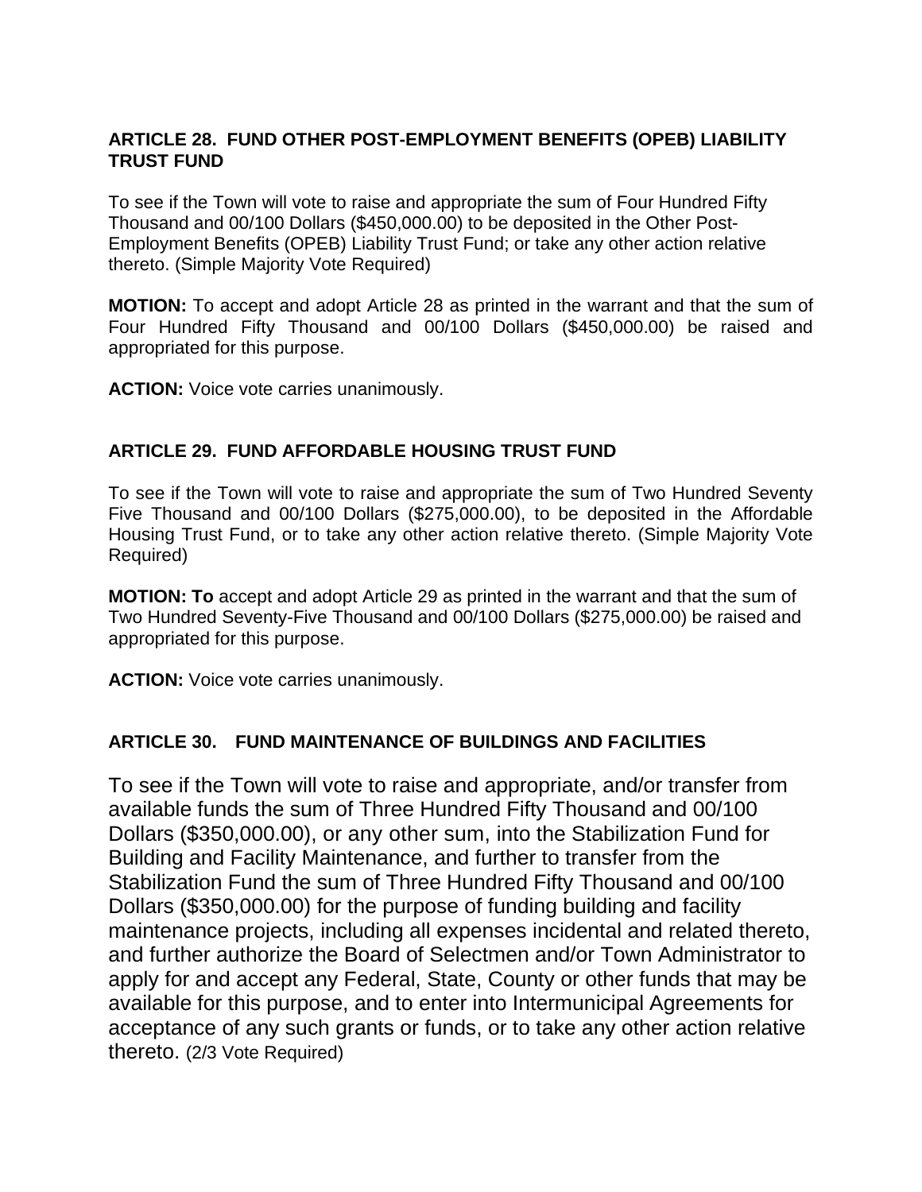**ARTICLE 28. FUND OTHER POST-EMPLOYMENT BENEFITS (OPEB) LIABILITY TRUST FUND**

To see if the Town will vote to raise and appropriate the sum of Four Hundred Fifty Thousand and 00/100 Dollars ($450,000.00) to be deposited in the Other Post-Employment Benefits (OPEB) Liability Trust Fund; or take any other action relative thereto. (Simple Majority Vote Required)

**MOTION:** To accept and adopt Article 28 as printed in the warrant and that the sum of Four Hundred Fifty Thousand and 00/100 Dollars ($450,000.00) be raised and appropriated for this purpose.

**ACTION:** Voice vote carries unanimously.

**ARTICLE 29. FUND AFFORDABLE HOUSING TRUST FUND**

To see if the Town will vote to raise and appropriate the sum of Two Hundred Seventy Five Thousand and 00/100 Dollars ($275,000.00), to be deposited in the Affordable Housing Trust Fund, or to take any other action relative thereto. (Simple Majority Vote Required)

**MOTION: To** accept and adopt Article 29 as printed in the warrant and that the sum of Two Hundred Seventy-Five Thousand and 00/100 Dollars ($275,000.00) be raised and appropriated for this purpose.

**ACTION:** Voice vote carries unanimously.

**ARTICLE 30. FUND MAINTENANCE OF BUILDINGS AND FACILITIES**

To see if the Town will vote to raise and appropriate, and/or transfer from available funds the sum of Three Hundred Fifty Thousand and 00/100 Dollars ($350,000.00), or any other sum, into the Stabilization Fund for Building and Facility Maintenance, and further to transfer from the Stabilization Fund the sum of Three Hundred Fifty Thousand and 00/100 Dollars ($350,000.00) for the purpose of funding building and facility maintenance projects, including all expenses incidental and related thereto, and further authorize the Board of Selectmen and/or Town Administrator to apply for and accept any Federal, State, County or other funds that may be available for this purpose, and to enter into Intermunicipal Agreements for acceptance of any such grants or funds, or to take any other action relative thereto. (2/3 Vote Required)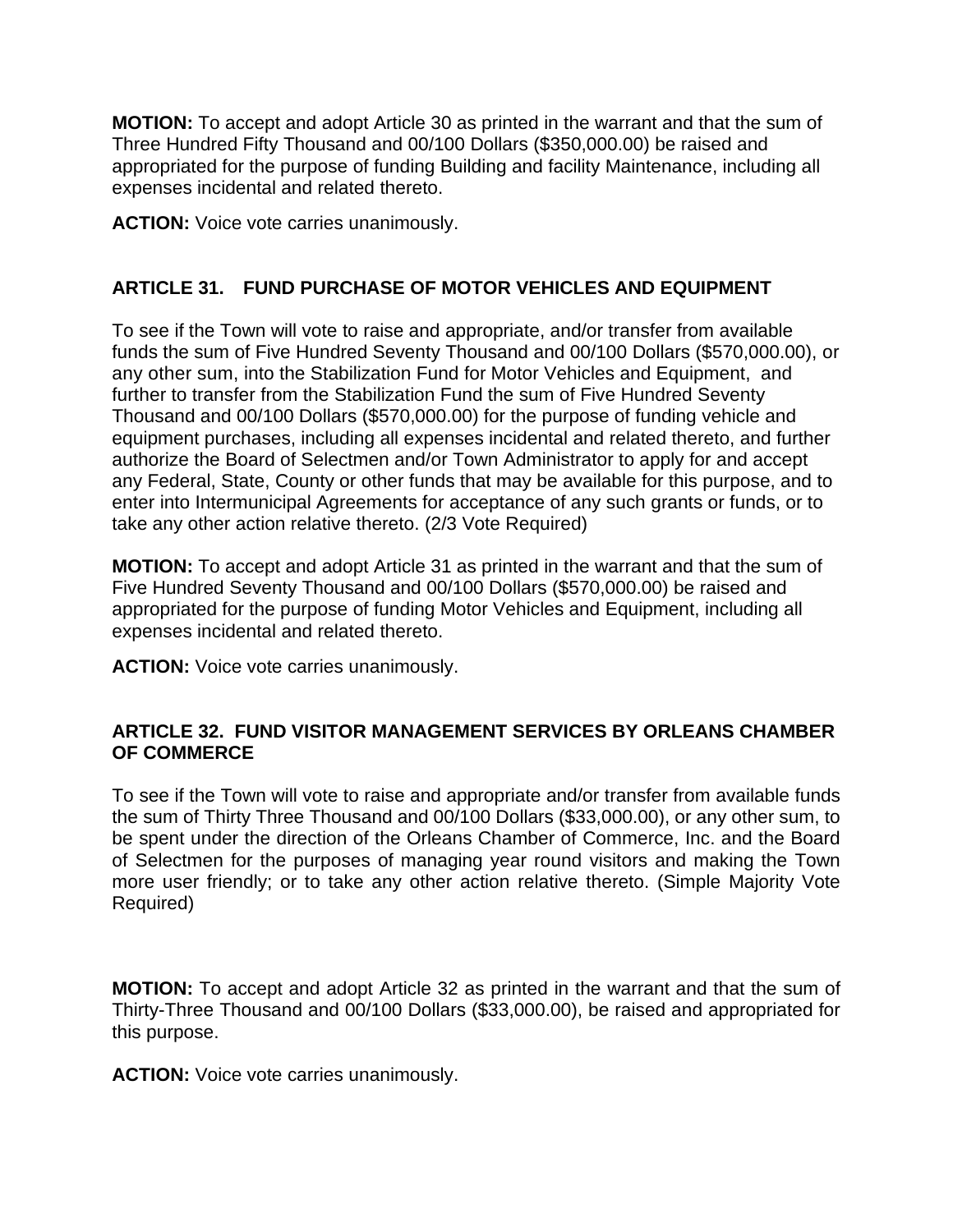**MOTION:** To accept and adopt Article 30 as printed in the warrant and that the sum of Three Hundred Fifty Thousand and 00/100 Dollars ($350,000.00) be raised and appropriated for the purpose of funding Building and facility Maintenance, including all expenses incidental and related thereto.

**ACTION:** Voice vote carries unanimously.

## ARTICLE 31. FUND PURCHASE OF MOTOR VEHICLES AND EQUIPMENT

To see if the Town will vote to raise and appropriate, and/or transfer from available funds the sum of Five Hundred Seventy Thousand and 00/100 Dollars ($570,000.00), or any other sum, into the Stabilization Fund for Motor Vehicles and Equipment, and further to transfer from the Stabilization Fund the sum of Five Hundred Seventy Thousand and 00/100 Dollars ($570,000.00) for the purpose of funding vehicle and equipment purchases, including all expenses incidental and related thereto, and further authorize the Board of Selectmen and/or Town Administrator to apply for and accept any Federal, State, County or other funds that may be available for this purpose, and to enter into Intermunicipal Agreements for acceptance of any such grants or funds, or to take any other action relative thereto. (2/3 Vote Required)

**MOTION:** To accept and adopt Article 31 as printed in the warrant and that the sum of Five Hundred Seventy Thousand and 00/100 Dollars ($570,000.00) be raised and appropriated for the purpose of funding Motor Vehicles and Equipment, including all expenses incidental and related thereto.

**ACTION:** Voice vote carries unanimously.

## ARTICLE 32. FUND VISITOR MANAGEMENT SERVICES BY ORLEANS CHAMBER OF COMMERCE

To see if the Town will vote to raise and appropriate and/or transfer from available funds the sum of Thirty Three Thousand and 00/100 Dollars ($33,000.00), or any other sum, to be spent under the direction of the Orleans Chamber of Commerce, Inc. and the Board of Selectmen for the purposes of managing year round visitors and making the Town more user friendly; or to take any other action relative thereto. (Simple Majority Vote Required)

**MOTION:** To accept and adopt Article 32 as printed in the warrant and that the sum of Thirty-Three Thousand and 00/100 Dollars ($33,000.00), be raised and appropriated for this purpose.

**ACTION:** Voice vote carries unanimously.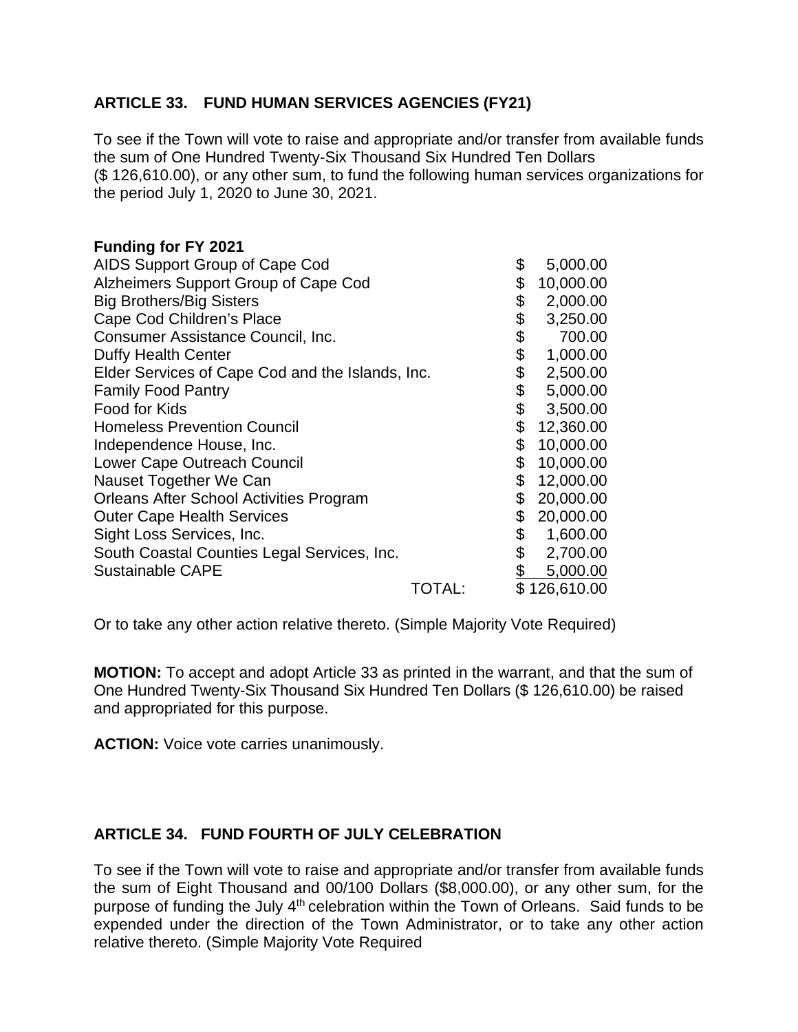**ARTICLE 33. FUND HUMAN SERVICES AGENCIES (FY21)**

To see if the Town will vote to raise and appropriate and/or transfer from available funds the sum of One Hundred Twenty-Six Thousand Six Hundred Ten Dollars ($ 126,610.00), or any other sum, to fund the following human services organizations for the period July 1, 2020 to June 30, 2021.

| Funding for FY 2021 | |
|---|---|
| AIDS Support Group of Cape Cod | $ 5,000.00 |
| Alzheimers Support Group of Cape Cod | $ 10,000.00 |
| Big Brothers/Big Sisters | $ 2,000.00 |
| Cape Cod Children's Place | $ 3,250.00 |
| Consumer Assistance Council, Inc. | $ 700.00 |
| Duffy Health Center | $ 1,000.00 |
| Elder Services of Cape Cod and the Islands, Inc. | $ 2,500.00 |
| Family Food Pantry | $ 5,000.00 |
| Food for Kids | $ 3,500.00 |
| Homeless Prevention Council | $ 12,360.00 |
| Independence House, Inc. | $ 10,000.00 |
| Lower Cape Outreach Council | $ 10,000.00 |
| Nauset Together We Can | $ 12,000.00 |
| Orleans After School Activities Program | $ 20,000.00 |
| Outer Cape Health Services | $ 20,000.00 |
| Sight Loss Services, Inc. | $ 1,600.00 |
| South Coastal Counties Legal Services, Inc. | $ 2,700.00 |
| Sustainable CAPE | $ 5,000.00 |
| TOTAL: | $ 126,610.00 |

Or to take any other action relative thereto. (Simple Majority Vote Required)

**MOTION:** To accept and adopt Article 33 as printed in the warrant, and that the sum of One Hundred Twenty-Six Thousand Six Hundred Ten Dollars ($ 126,610.00) be raised and appropriated for this purpose.

**ACTION:** Voice vote carries unanimously.

**ARTICLE 34. FUND FOURTH OF JULY CELEBRATION**

To see if the Town will vote to raise and appropriate and/or transfer from available funds the sum of Eight Thousand and 00/100 Dollars ($8,000.00), or any other sum, for the purpose of funding the July 4th celebration within the Town of Orleans. Said funds to be expended under the direction of the Town Administrator, or to take any other action relative thereto. (Simple Majority Vote Required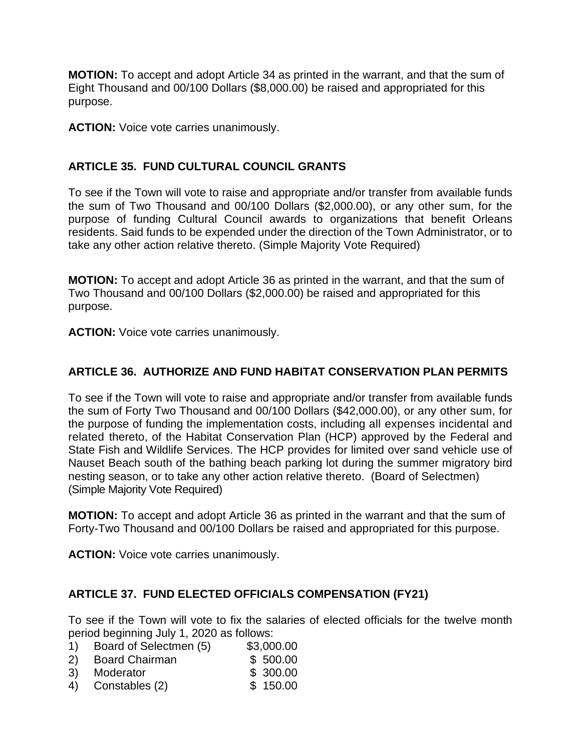**MOTION:** To accept and adopt Article 34 as printed in the warrant, and that the sum of Eight Thousand and 00/100 Dollars ($8,000.00) be raised and appropriated for this purpose.

**ACTION:** Voice vote carries unanimously.

## ARTICLE 35. FUND CULTURAL COUNCIL GRANTS

To see if the Town will vote to raise and appropriate and/or transfer from available funds the sum of Two Thousand and 00/100 Dollars ($2,000.00), or any other sum, for the purpose of funding Cultural Council awards to organizations that benefit Orleans residents. Said funds to be expended under the direction of the Town Administrator, or to take any other action relative thereto. (Simple Majority Vote Required)

**MOTION:** To accept and adopt Article 36 as printed in the warrant, and that the sum of Two Thousand and 00/100 Dollars ($2,000.00) be raised and appropriated for this purpose.

**ACTION:** Voice vote carries unanimously.

## ARTICLE 36. AUTHORIZE AND FUND HABITAT CONSERVATION PLAN PERMITS

To see if the Town will vote to raise and appropriate and/or transfer from available funds the sum of Forty Two Thousand and 00/100 Dollars ($42,000.00), or any other sum, for the purpose of funding the implementation costs, including all expenses incidental and related thereto, of the Habitat Conservation Plan (HCP) approved by the Federal and State Fish and Wildlife Services. The HCP provides for limited over sand vehicle use of Nauset Beach south of the bathing beach parking lot during the summer migratory bird nesting season, or to take any other action relative thereto. (Board of Selectmen) (Simple Majority Vote Required)

**MOTION:** To accept and adopt Article 36 as printed in the warrant and that the sum of Forty-Two Thousand and 00/100 Dollars be raised and appropriated for this purpose.

**ACTION:** Voice vote carries unanimously.

## ARTICLE 37. FUND ELECTED OFFICIALS COMPENSATION (FY21)

To see if the Town will vote to fix the salaries of elected officials for the twelve month period beginning July 1, 2020 as follows:

1) Board of Selectmen (5) $3,000.00
2) Board Chairman $ 500.00
3) Moderator $ 300.00
4) Constables (2) $ 150.00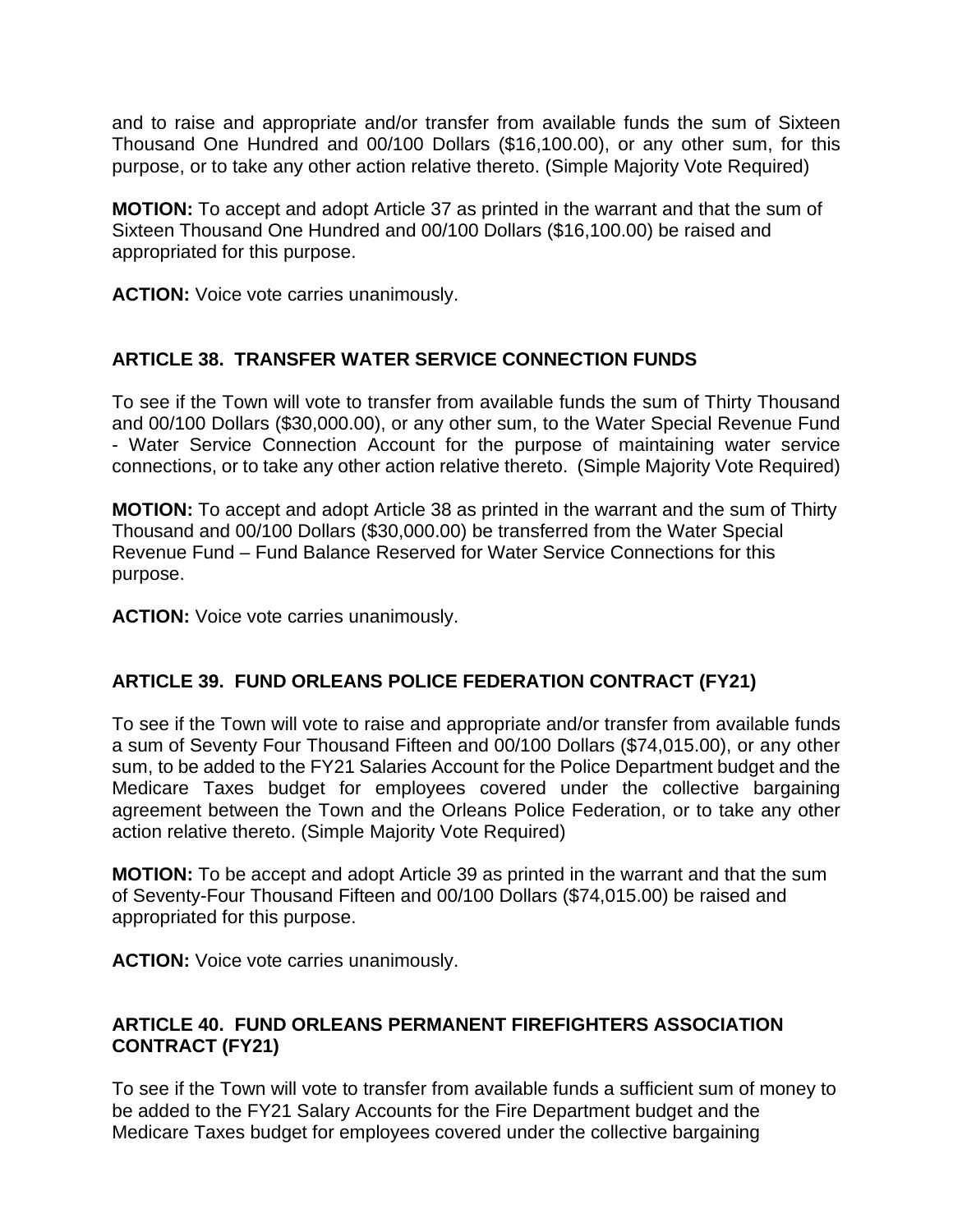and to raise and appropriate and/or transfer from available funds the sum of Sixteen Thousand One Hundred and 00/100 Dollars ($16,100.00), or any other sum, for this purpose, or to take any other action relative thereto. (Simple Majority Vote Required)

**MOTION:** To accept and adopt Article 37 as printed in the warrant and that the sum of Sixteen Thousand One Hundred and 00/100 Dollars ($16,100.00) be raised and appropriated for this purpose.

**ACTION:** Voice vote carries unanimously.

## ARTICLE 38. TRANSFER WATER SERVICE CONNECTION FUNDS

To see if the Town will vote to transfer from available funds the sum of Thirty Thousand and 00/100 Dollars ($30,000.00), or any other sum, to the Water Special Revenue Fund - Water Service Connection Account for the purpose of maintaining water service connections, or to take any other action relative thereto. (Simple Majority Vote Required)

**MOTION:** To accept and adopt Article 38 as printed in the warrant and the sum of Thirty Thousand and 00/100 Dollars ($30,000.00) be transferred from the Water Special Revenue Fund – Fund Balance Reserved for Water Service Connections for this purpose.

**ACTION:** Voice vote carries unanimously.

## ARTICLE 39. FUND ORLEANS POLICE FEDERATION CONTRACT (FY21)

To see if the Town will vote to raise and appropriate and/or transfer from available funds a sum of Seventy Four Thousand Fifteen and 00/100 Dollars ($74,015.00), or any other sum, to be added to the FY21 Salaries Account for the Police Department budget and the Medicare Taxes budget for employees covered under the collective bargaining agreement between the Town and the Orleans Police Federation, or to take any other action relative thereto. (Simple Majority Vote Required)

**MOTION:** To be accept and adopt Article 39 as printed in the warrant and that the sum of Seventy-Four Thousand Fifteen and 00/100 Dollars ($74,015.00) be raised and appropriated for this purpose.

**ACTION:** Voice vote carries unanimously.

## ARTICLE 40. FUND ORLEANS PERMANENT FIREFIGHTERS ASSOCIATION CONTRACT (FY21)

To see if the Town will vote to transfer from available funds a sufficient sum of money to be added to the FY21 Salary Accounts for the Fire Department budget and the Medicare Taxes budget for employees covered under the collective bargaining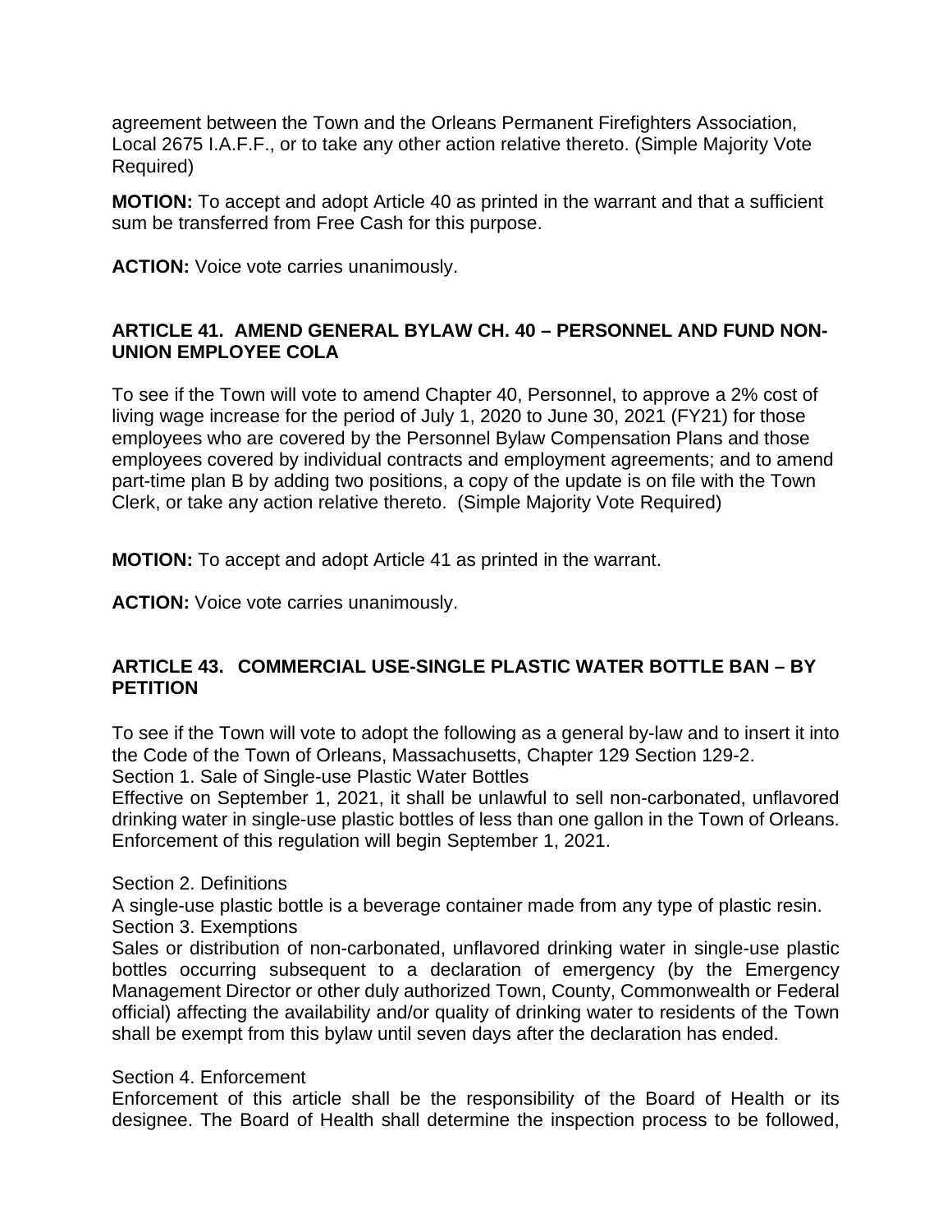agreement between the Town and the Orleans Permanent Firefighters Association, Local 2675 I.A.F.F., or to take any other action relative thereto. (Simple Majority Vote Required)

**MOTION:** To accept and adopt Article 40 as printed in the warrant and that a sufficient sum be transferred from Free Cash for this purpose.

**ACTION:** Voice vote carries unanimously.

### ARTICLE 41. AMEND GENERAL BYLAW CH. 40 – PERSONNEL AND FUND NON-UNION EMPLOYEE COLA

To see if the Town will vote to amend Chapter 40, Personnel, to approve a 2% cost of living wage increase for the period of July 1, 2020 to June 30, 2021 (FY21) for those employees who are covered by the Personnel Bylaw Compensation Plans and those employees covered by individual contracts and employment agreements; and to amend part-time plan B by adding two positions, a copy of the update is on file with the Town Clerk, or take any action relative thereto. (Simple Majority Vote Required)

**MOTION:** To accept and adopt Article 41 as printed in the warrant.

**ACTION:** Voice vote carries unanimously.

### ARTICLE 43. COMMERCIAL USE-SINGLE PLASTIC WATER BOTTLE BAN – BY PETITION

To see if the Town will vote to adopt the following as a general by-law and to insert it into the Code of the Town of Orleans, Massachusetts, Chapter 129 Section 129-2.
Section 1. Sale of Single-use Plastic Water Bottles
Effective on September 1, 2021, it shall be unlawful to sell non-carbonated, unflavored drinking water in single-use plastic bottles of less than one gallon in the Town of Orleans. Enforcement of this regulation will begin September 1, 2021.

Section 2. Definitions
A single-use plastic bottle is a beverage container made from any type of plastic resin.
Section 3. Exemptions
Sales or distribution of non-carbonated, unflavored drinking water in single-use plastic bottles occurring subsequent to a declaration of emergency (by the Emergency Management Director or other duly authorized Town, County, Commonwealth or Federal official) affecting the availability and/or quality of drinking water to residents of the Town shall be exempt from this bylaw until seven days after the declaration has ended.

Section 4. Enforcement
Enforcement of this article shall be the responsibility of the Board of Health or its designee. The Board of Health shall determine the inspection process to be followed,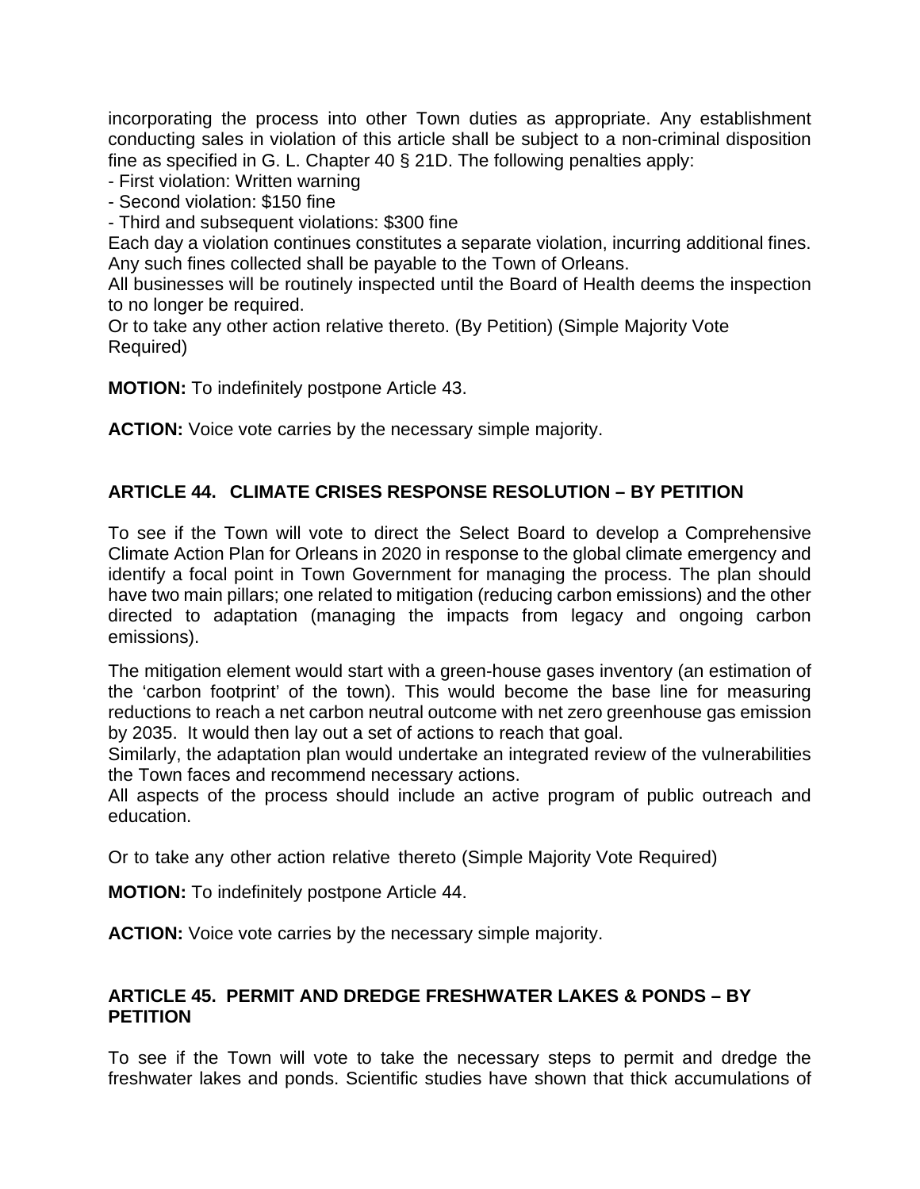incorporating the process into other Town duties as appropriate. Any establishment conducting sales in violation of this article shall be subject to a non-criminal disposition fine as specified in G. L. Chapter 40 § 21D. The following penalties apply:

- First violation: Written warning
- Second violation: $150 fine
- Third and subsequent violations: $300 fine

Each day a violation continues constitutes a separate violation, incurring additional fines. Any such fines collected shall be payable to the Town of Orleans.

All businesses will be routinely inspected until the Board of Health deems the inspection to no longer be required.

Or to take any other action relative thereto. (By Petition) (Simple Majority Vote Required)

**MOTION:** To indefinitely postpone Article 43.

**ACTION:** Voice vote carries by the necessary simple majority.

### ARTICLE 44. CLIMATE CRISES RESPONSE RESOLUTION – BY PETITION

To see if the Town will vote to direct the Select Board to develop a Comprehensive Climate Action Plan for Orleans in 2020 in response to the global climate emergency and identify a focal point in Town Government for managing the process. The plan should have two main pillars; one related to mitigation (reducing carbon emissions) and the other directed to adaptation (managing the impacts from legacy and ongoing carbon emissions).

The mitigation element would start with a green-house gases inventory (an estimation of the 'carbon footprint' of the town). This would become the base line for measuring reductions to reach a net carbon neutral outcome with net zero greenhouse gas emission by 2035. It would then lay out a set of actions to reach that goal.

Similarly, the adaptation plan would undertake an integrated review of the vulnerabilities the Town faces and recommend necessary actions.

All aspects of the process should include an active program of public outreach and education.

Or to take any other action relative thereto (Simple Majority Vote Required)

**MOTION:** To indefinitely postpone Article 44.

**ACTION:** Voice vote carries by the necessary simple majority.

### ARTICLE 45. PERMIT AND DREDGE FRESHWATER LAKES & PONDS – BY PETITION

To see if the Town will vote to take the necessary steps to permit and dredge the freshwater lakes and ponds. Scientific studies have shown that thick accumulations of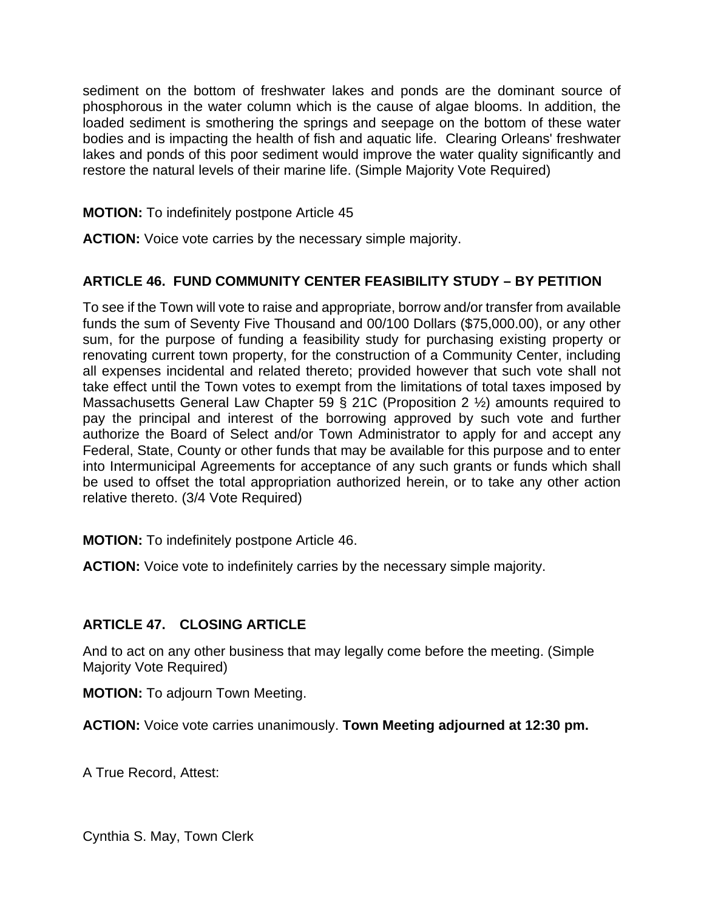sediment on the bottom of freshwater lakes and ponds are the dominant source of phosphorous in the water column which is the cause of algae blooms. In addition, the loaded sediment is smothering the springs and seepage on the bottom of these water bodies and is impacting the health of fish and aquatic life. Clearing Orleans' freshwater lakes and ponds of this poor sediment would improve the water quality significantly and restore the natural levels of their marine life. (Simple Majority Vote Required)

**MOTION:** To indefinitely postpone Article 45

**ACTION:** Voice vote carries by the necessary simple majority.

### ARTICLE 46. FUND COMMUNITY CENTER FEASIBILITY STUDY – BY PETITION

To see if the Town will vote to raise and appropriate, borrow and/or transfer from available funds the sum of Seventy Five Thousand and 00/100 Dollars ($75,000.00), or any other sum, for the purpose of funding a feasibility study for purchasing existing property or renovating current town property, for the construction of a Community Center, including all expenses incidental and related thereto; provided however that such vote shall not take effect until the Town votes to exempt from the limitations of total taxes imposed by Massachusetts General Law Chapter 59 § 21C (Proposition 2 ½) amounts required to pay the principal and interest of the borrowing approved by such vote and further authorize the Board of Select and/or Town Administrator to apply for and accept any Federal, State, County or other funds that may be available for this purpose and to enter into Intermunicipal Agreements for acceptance of any such grants or funds which shall be used to offset the total appropriation authorized herein, or to take any other action relative thereto. (3/4 Vote Required)

**MOTION:** To indefinitely postpone Article 46.

**ACTION:** Voice vote to indefinitely carries by the necessary simple majority.

### ARTICLE 47. CLOSING ARTICLE

And to act on any other business that may legally come before the meeting. (Simple Majority Vote Required)

**MOTION:** To adjourn Town Meeting.

**ACTION:** Voice vote carries unanimously. **Town Meeting adjourned at 12:30 pm.**

A True Record, Attest:

Cynthia S. May, Town Clerk